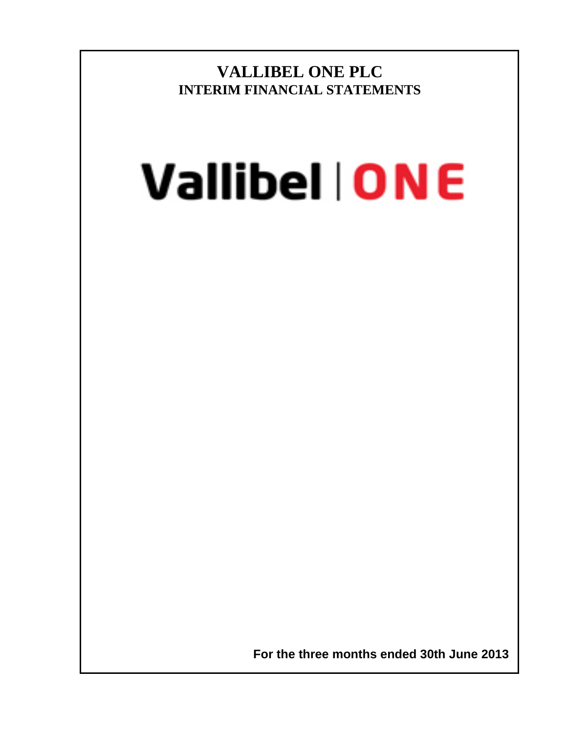# VALLIBEL ONE PLC

## INTERIM FINANCIAL STATEMENTS

Vallibel | ONE

**For the three months ended 30th June 2013**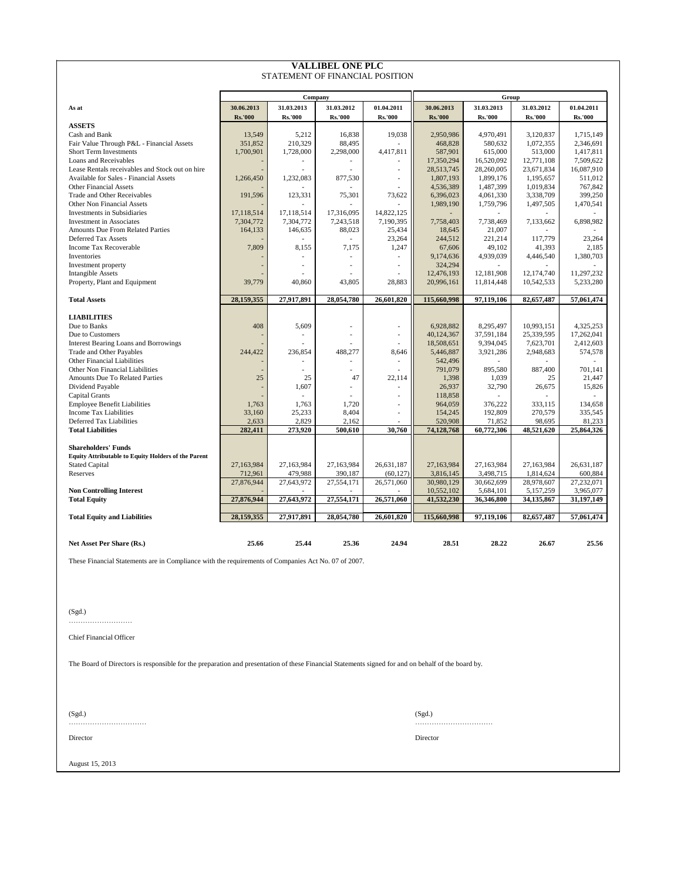# VALLIBEL ONE PLC

STATEMENT OF FINANCIAL POSITION

| | Company | | | | Group | | | |
|---|---|---|---|---|---|---|---|---|
| As at | 30.06.2013 | 31.03.2013 | 31.03.2012 | 01.04.2011 | 30.06.2013 | 31.03.2013 | 31.03.2012 | 01.04.2011 |
| | Rs.'000 | Rs.'000 | Rs.'000 | Rs.'000 | Rs.'000 | Rs.'000 | Rs.'000 | Rs.'000 |
| **ASSETS** | | | | | | | | |
| Cash and Bank | 13,549 | 5,212 | 16,838 | 19,038 | 2,950,986 | 4,970,491 | 3,120,837 | 1,715,149 |
| Fair Value Through P&L - Financial Assets | 351,852 | 210,329 | 88,495 | - | 468,828 | 580,632 | 1,072,355 | 2,346,691 |
| Short Term Investments | 1,700,901 | 1,728,000 | 2,298,000 | 4,417,811 | 587,901 | 615,000 | 513,000 | 1,417,811 |
| Loans and Receivables | - | - | - | - | 17,350,294 | 16,520,092 | 12,771,108 | 7,509,622 |
| Lease Rentals receivables and Stock out on hire | - | - | - | - | 28,513,745 | 28,260,005 | 23,671,834 | 16,087,910 |
| Available for Sales - Financial Assets | 1,266,450 | 1,232,083 | 877,530 | - | 1,807,193 | 1,899,176 | 1,195,657 | 511,012 |
| Other Financial Assets | - | - | - | - | 4,536,389 | 1,487,399 | 1,019,834 | 767,842 |
| Trade and Other Receivables | 191,596 | 123,331 | 75,301 | 73,622 | 6,396,023 | 4,061,330 | 3,338,709 | 399,250 |
| Other Non Financial Assets | - | - | - | - | 1,989,190 | 1,759,796 | 1,497,505 | 1,470,541 |
| Investments in Subsidiaries | 17,118,514 | 17,118,514 | 17,316,095 | 14,822,125 | - | - | - | - |
| Investment in Associates | 7,304,772 | 7,304,772 | 7,243,518 | 7,190,395 | 7,758,403 | 7,738,469 | 7,133,662 | 6,898,982 |
| Amounts Due From Related Parties | 164,133 | 146,635 | 88,023 | 25,434 | 18,645 | 21,007 | - | - |
| Deferred Tax Assets | - | - | - | 23,264 | 244,512 | 221,214 | 117,779 | 23,264 |
| Income Tax Recoverable | 7,809 | 8,155 | 7,175 | 1,247 | 67,606 | 49,102 | 41,393 | 2,185 |
| Inventories | - | - | - | - | 9,174,636 | 4,939,039 | 4,446,540 | 1,380,703 |
| Investment property | - | - | - | - | 324,294 | - | - | - |
| Intangible Assets | - | - | - | - | 12,476,193 | 12,181,908 | 12,174,740 | 11,297,232 |
| Property, Plant and Equipment | 39,779 | 40,860 | 43,805 | 28,883 | 20,996,161 | 11,814,448 | 10,542,533 | 5,233,280 |
| **Total Assets** | **28,159,355** | **27,917,891** | **28,054,780** | **26,601,820** | **115,660,998** | **97,119,106** | **82,657,487** | **57,061,474** |
| **LIABILITIES** | | | | | | | | |
| Due to Banks | 408 | 5,609 | - | - | 6,928,882 | 8,295,497 | 10,993,151 | 4,325,253 |
| Due to Customers | - | - | - | - | 40,124,367 | 37,591,184 | 25,339,595 | 17,262,041 |
| Interest Bearing Loans and Borrowings | - | - | - | - | 18,508,651 | 9,394,045 | 7,623,701 | 2,412,603 |
| Trade and Other Payables | 244,422 | 236,854 | 488,277 | 8,646 | 5,446,887 | 3,921,286 | 2,948,683 | 574,578 |
| Other Financial Liabilities | - | - | - | - | 542,496 | - | - | - |
| Other Non Financial Liabilities | - | - | - | - | 791,079 | 895,580 | 887,400 | 701,141 |
| Amounts Due To Related Parties | 25 | 25 | 47 | 22,114 | 1,398 | 1,039 | 25 | 21,447 |
| Dividend Payable | - | 1,607 | - | - | 26,937 | 32,790 | 26,675 | 15,826 |
| Capital Grants | - | - | - | - | 118,858 | - | - | - |
| Employee Benefit Liabilities | 1,763 | 1,763 | 1,720 | - | 964,059 | 376,222 | 333,115 | 134,658 |
| Income Tax Liabilities | 33,160 | 25,233 | 8,404 | - | 154,245 | 192,809 | 270,579 | 335,545 |
| Deferred Tax Liabilities | 2,633 | 2,829 | 2,162 | - | 520,908 | 71,852 | 98,695 | 81,233 |
| **Total Liabilities** | **282,411** | **273,920** | **500,610** | **30,760** | **74,128,768** | **60,772,306** | **48,521,620** | **25,864,326** |
| **Shareholders' Funds** | | | | | | | | |
| **Equity Attributable to Equity Holders of the Parent** | | | | | | | | |
| Stated Capital | 27,163,984 | 27,163,984 | 27,163,984 | 26,631,187 | 27,163,984 | 27,163,984 | 27,163,984 | 26,631,187 |
| Reserves | 712,961 | 479,988 | 390,187 | (60,127) | 3,816,145 | 3,498,715 | 1,814,624 | 600,884 |
| | 27,876,944 | 27,643,972 | 27,554,171 | 26,571,060 | 30,980,129 | 30,662,699 | 28,978,607 | 27,232,071 |
| **Non Controlling Interest** | - | - | - | - | 10,552,102 | 5,684,101 | 5,157,259 | 3,965,077 |
| **Total Equity** | **27,876,944** | **27,643,972** | **27,554,171** | **26,571,060** | **41,532,230** | **36,346,800** | **34,135,867** | **31,197,149** |
| **Total Equity and Liabilities** | **28,159,355** | **27,917,891** | **28,054,780** | **26,601,820** | **115,660,998** | **97,119,106** | **82,657,487** | **57,061,474** |
| **Net Asset Per Share (Rs.)** | **25.66** | **25.44** | **25.36** | **24.94** | **28.51** | **28.22** | **26.67** | **25.56** |

These Financial Statements are in Compliance with the requirements of Companies Act No. 07 of 2007.

(Sgd.)
………………………

Chief Financial Officer

The Board of Directors is responsible for the preparation and presentation of these Financial Statements signed for and on behalf of the board by.

(Sgd.)
……………………………

Director

(Sgd.)
……………………………

Director

August 15, 2013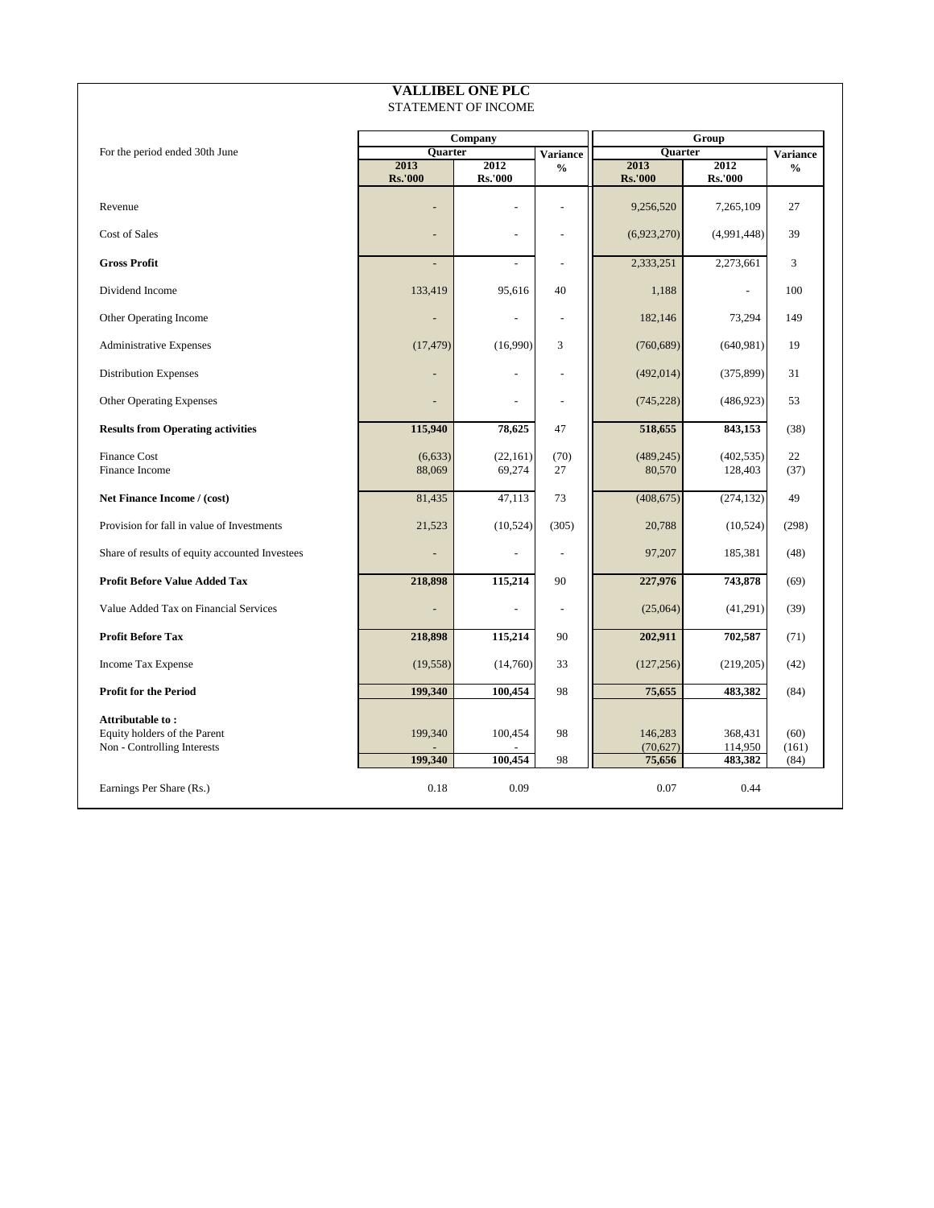# VALLIBEL ONE PLC

STATEMENT OF INCOME

| For the period ended 30th June | Company | | | Group | | |
|---|---|---|---|---|---|---|
| | Quarter | | Variance | Quarter | | Variance |
| | 2013 Rs.'000 | 2012 Rs.'000 | % | 2013 Rs.'000 | 2012 Rs.'000 | % |
| Revenue | - | - | - | 9,256,520 | 7,265,109 | 27 |
| Cost of Sales | - | - | - | (6,923,270) | (4,991,448) | 39 |
| **Gross Profit** | - | - | - | 2,333,251 | 2,273,661 | 3 |
| Dividend Income | 133,419 | 95,616 | 40 | 1,188 | - | 100 |
| Other Operating Income | - | - | - | 182,146 | 73,294 | 149 |
| Administrative Expenses | (17,479) | (16,990) | 3 | (760,689) | (640,981) | 19 |
| Distribution Expenses | - | - | - | (492,014) | (375,899) | 31 |
| Other Operating Expenses | - | - | - | (745,228) | (486,923) | 53 |
| **Results from Operating activities** | 115,940 | 78,625 | 47 | 518,655 | 843,153 | (38) |
| Finance Cost | (6,633) | (22,161) | (70) | (489,245) | (402,535) | 22 |
| Finance Income | 88,069 | 69,274 | 27 | 80,570 | 128,403 | (37) |
| **Net Finance Income / (cost)** | 81,435 | 47,113 | 73 | (408,675) | (274,132) | 49 |
| Provision for fall in value of Investments | 21,523 | (10,524) | (305) | 20,788 | (10,524) | (298) |
| Share of results of equity accounted Investees | - | - | - | 97,207 | 185,381 | (48) |
| **Profit Before Value Added Tax** | 218,898 | 115,214 | 90 | 227,976 | 743,878 | (69) |
| Value Added Tax on Financial Services | - | - | - | (25,064) | (41,291) | (39) |
| **Profit Before Tax** | 218,898 | 115,214 | 90 | 202,911 | 702,587 | (71) |
| Income Tax Expense | (19,558) | (14,760) | 33 | (127,256) | (219,205) | (42) |
| **Profit for the Period** | 199,340 | 100,454 | 98 | 75,655 | 483,382 | (84) |
| **Attributable to :** | | | | | | |
| Equity holders of the Parent | 199,340 | 100,454 | 98 | 146,283 | 368,431 | (60) |
| Non - Controlling Interests | - | - | | (70,627) | 114,950 | (161) |
| | 199,340 | 100,454 | 98 | 75,656 | 483,382 | (84) |
| Earnings Per Share (Rs.) | 0.18 | 0.09 | | 0.07 | 0.44 | |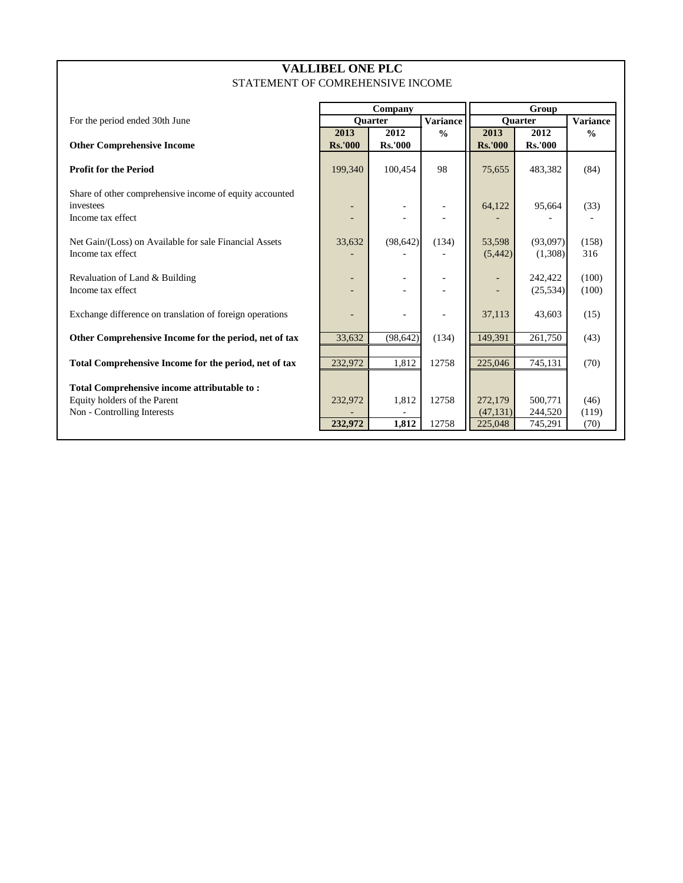# VALLIBEL ONE PLC

STATEMENT OF COMREHENSIVE INCOME

| For the period ended 30th June | Company | | | Group | | |
|---|---|---|---|---|---|---|
| | Quarter | | Variance | Quarter | | Variance |
| | 2013 | 2012 | % | 2013 | 2012 | % |
| **Other Comprehensive Income** | Rs.'000 | Rs.'000 | | Rs.'000 | Rs.'000 | |
| **Profit for the Period** | 199,340 | 100,454 | 98 | 75,655 | 483,382 | (84) |
| Share of other comprehensive income of equity accounted investees | - | - | - | 64,122 | 95,664 | (33) |
| Income tax effect | - | - | - | - | - | - |
| Net Gain/(Loss) on Available for sale Financial Assets | 33,632 | (98,642) | (134) | 53,598 | (93,097) | (158) |
| Income tax effect | - | - | - | (5,442) | (1,308) | 316 |
| Revaluation of Land & Building | - | - | - | - | 242,422 | (100) |
| Income tax effect | - | - | - | - | (25,534) | (100) |
| Exchange difference on translation of foreign operations | - | - | - | 37,113 | 43,603 | (15) |
| **Other Comprehensive Income for the period, net of tax** | 33,632 | (98,642) | (134) | 149,391 | 261,750 | (43) |
| **Total Comprehensive Income for the period, net of tax** | 232,972 | 1,812 | 12758 | 225,046 | 745,131 | (70) |
| **Total Comprehensive income attributable to :** | | | | | | |
| Equity holders of the Parent | 232,972 | 1,812 | 12758 | 272,179 | 500,771 | (46) |
| Non - Controlling Interests | - | - | | (47,131) | 244,520 | (119) |
| | **232,972** | **1,812** | 12758 | 225,048 | 745,291 | (70) |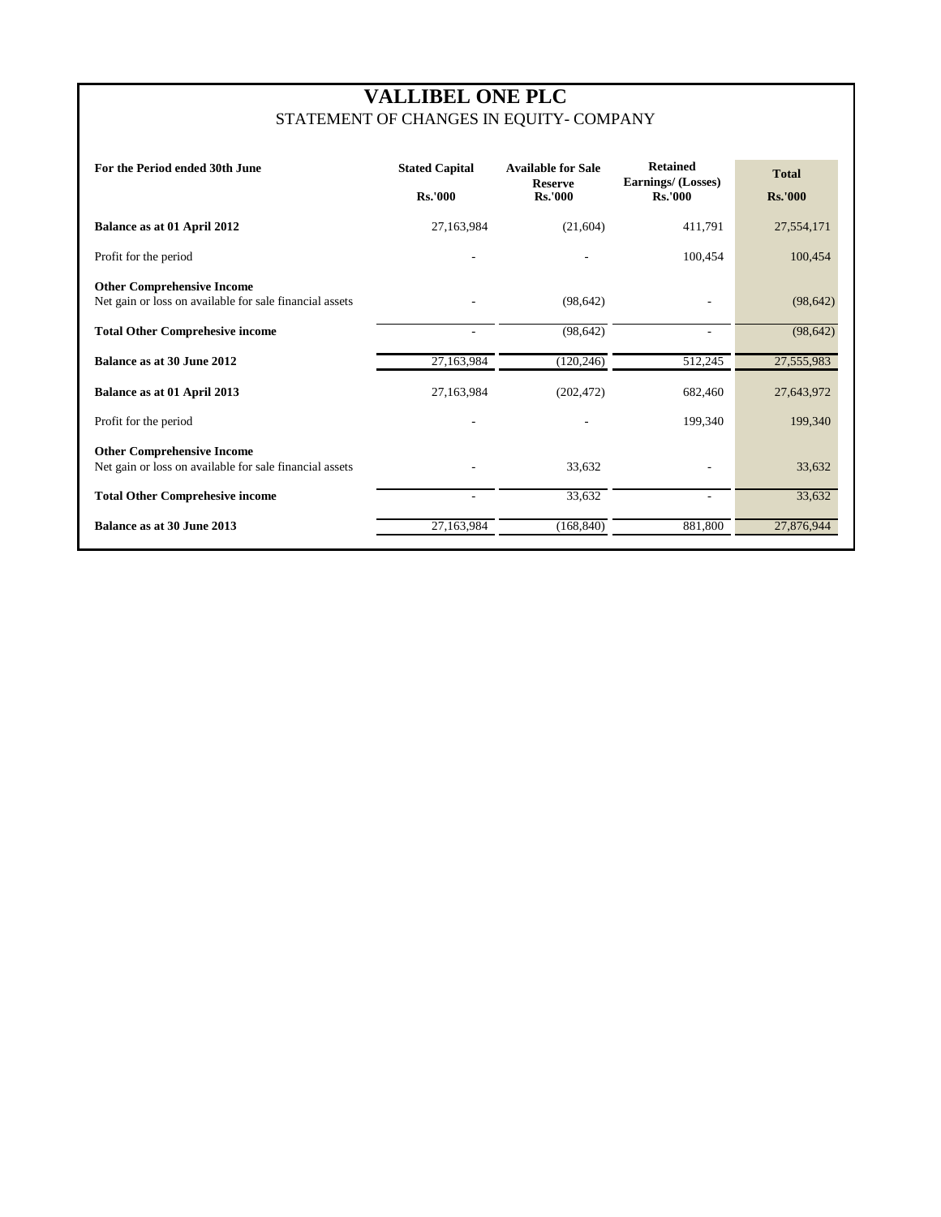# VALLIBEL ONE PLC

## STATEMENT OF CHANGES IN EQUITY- COMPANY

| For the Period ended 30th June | Stated Capital Rs.'000 | Available for Sale Reserve Rs.'000 | Retained Earnings/ (Losses) Rs.'000 | Total Rs.'000 |
|---|---|---|---|---|
| **Balance as at 01 April 2012** | 27,163,984 | (21,604) | 411,791 | 27,554,171 |
| Profit for the period | - | - | 100,454 | 100,454 |
| **Other Comprehensive Income** | | | | |
| Net gain or loss on available for sale financial assets | - | (98,642) | - | (98,642) |
| **Total Other Comprehesive income** | - | (98,642) | - | (98,642) |
| **Balance as at 30 June 2012** | 27,163,984 | (120,246) | 512,245 | 27,555,983 |
| **Balance as at 01 April 2013** | 27,163,984 | (202,472) | 682,460 | 27,643,972 |
| Profit for the period | - | - | 199,340 | 199,340 |
| **Other Comprehensive Income** | | | | |
| Net gain or loss on available for sale financial assets | - | 33,632 | - | 33,632 |
| **Total Other Comprehesive income** | - | 33,632 | - | 33,632 |
| **Balance as at 30 June 2013** | 27,163,984 | (168,840) | 881,800 | 27,876,944 |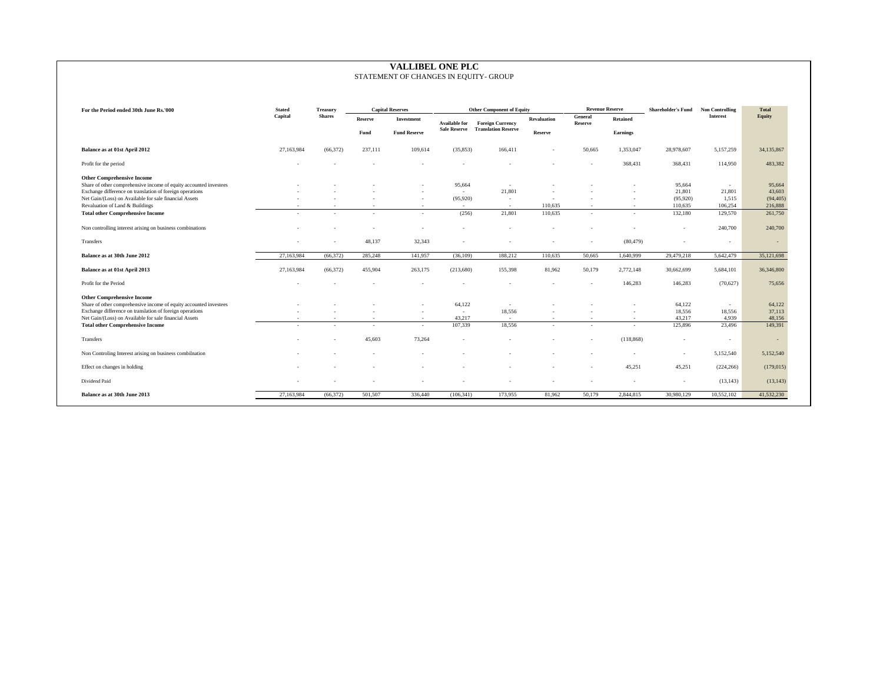# VALLIBEL ONE PLC

STATEMENT OF CHANGES IN EQUITY- GROUP

| For the Period ended 30th June Rs.'000 | Stated Capital | Treasury Shares | Capital Reserves | | Other Component of Equity | | | Revenue Reserve | | Shareholder's Fund | Non Controlling Interest | Total Equity |
|---|---|---|---|---|---|---|---|---|---|---|---|---|
| | | | Reserve Fund | Investment Fund Reserve | Available for Sale Reserve | Foreign Currency Translation Reserve | Revaluation Reserve | General Reserve | Retained Earnings | | | |
| **Balance as at 01st April 2012** | 27,163,984 | (66,372) | 237,111 | 109,614 | (35,853) | 166,411 | - | 50,665 | 1,353,047 | 28,978,607 | 5,157,259 | 34,135,867 |
| Profit for the period | - | - | - | - | - | - | - | - | 368,431 | 368,431 | 114,950 | 483,382 |
| **Other Comprehensive Income** | | | | | | | | | | | | |
| Share of other comprehensive income of equity accounted investees | - | - | - | - | 95,664 | - | - | - | - | 95,664 | - | 95,664 |
| Exchange difference on translation of foreign operations | - | - | - | - | - | 21,801 | - | - | - | 21,801 | 21,801 | 43,603 |
| Net Gain/(Loss) on Available for sale financial Assets | - | - | - | - | (95,920) | - | - | - | - | (95,920) | 1,515 | (94,405) |
| Revaluation of Land & Buildings | - | - | - | - | - | - | 110,635 | - | - | 110,635 | 106,254 | 216,888 |
| **Total other Comprehensive Income** | - | - | - | - | (256) | 21,801 | 110,635 | - | - | 132,180 | 129,570 | 261,750 |
| Non controlling interest arising on business combinations | - | - | - | - | - | - | - | - | - | - | 240,700 | 240,700 |
| Transfers | - | - | 48,137 | 32,343 | - | - | - | - | (80,479) | - | - | - |
| **Balance as at 30th June 2012** | 27,163,984 | (66,372) | 285,248 | 141,957 | (36,109) | 188,212 | 110,635 | 50,665 | 1,640,999 | 29,479,218 | 5,642,479 | 35,121,698 |
| **Balance as at 01st April 2013** | 27,163,984 | (66,372) | 455,904 | 263,175 | (213,680) | 155,398 | 81,962 | 50,179 | 2,772,148 | 30,662,699 | 5,684,101 | 36,346,800 |
| Profit for the Period | - | - | - | - | - | - | - | - | 146,283 | 146,283 | (70,627) | 75,656 |
| **Other Comprehensive Income** | | | | | | | | | | | | |
| Share of other comprehensive income of equity accounted investees | - | - | - | - | 64,122 | - | - | - | - | 64,122 | - | 64,122 |
| Exchange difference on translation of foreign operations | - | - | - | - | - | 18,556 | - | - | - | 18,556 | 18,556 | 37,113 |
| Net Gain/(Loss) on Available for sale financial Assets | - | - | - | - | 43,217 | - | - | - | - | 43,217 | 4,939 | 48,156 |
| **Total other Comprehensive Income** | - | - | - | - | 107,339 | 18,556 | - | - | - | 125,896 | 23,496 | 149,391 |
| Transfers | - | - | 45,603 | 73,264 | - | - | - | - | (118,868) | - | - | - |
| Non Controling Interest arising on business combilnation | - | - | - | - | - | - | - | - | - | - | 5,152,540 | 5,152,540 |
| Effect on changes in holding | - | - | - | - | - | - | - | - | 45,251 | 45,251 | (224,266) | (179,015) |
| Dividend Paid | - | - | - | - | - | - | - | - | - | - | (13,143) | (13,143) |
| **Balance as at 30th June 2013** | 27,163,984 | (66,372) | 501,507 | 336,440 | (106,341) | 173,955 | 81,962 | 50,179 | 2,844,815 | 30,980,129 | 10,552,102 | 41,532,230 |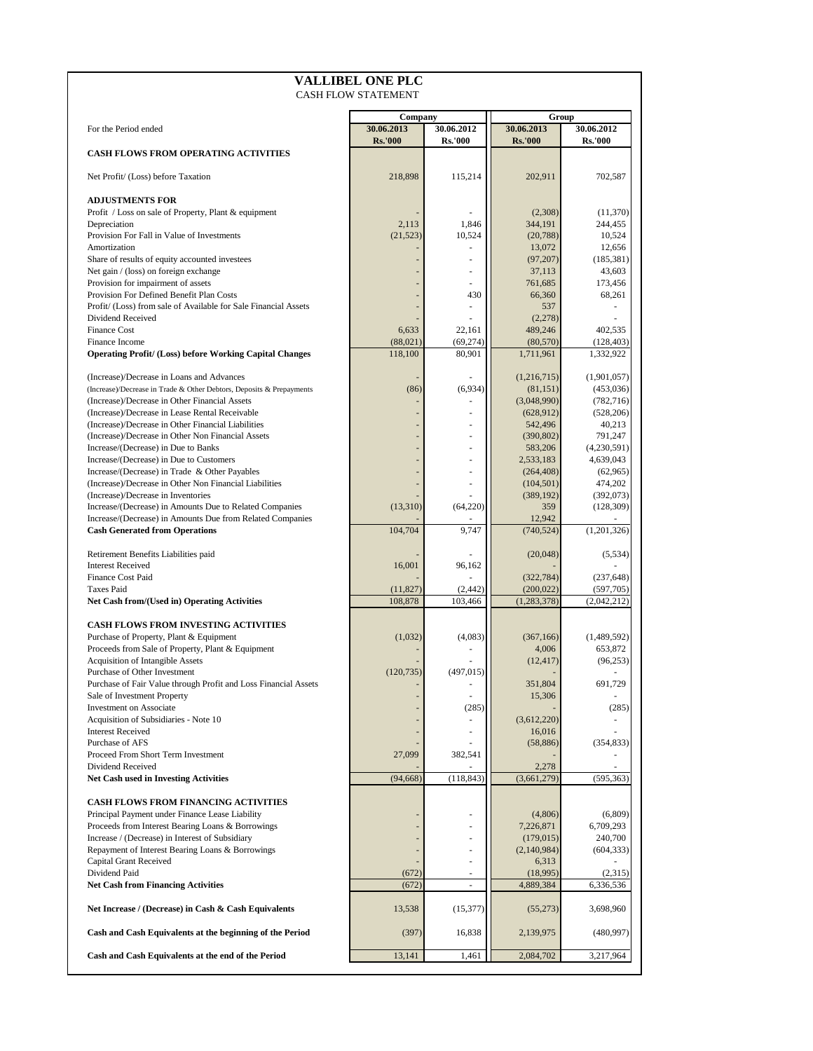# VALLIBEL ONE PLC

CASH FLOW STATEMENT

| For the Period ended | Company | | Group | |
|---|---|---|---|---|
| | 30.06.2013 | 30.06.2012 | 30.06.2013 | 30.06.2012 |
| | Rs.'000 | Rs.'000 | Rs.'000 | Rs.'000 |
| **CASH FLOWS FROM OPERATING ACTIVITIES** | | | | |
| Net Profit/ (Loss) before Taxation | 218,898 | 115,214 | 202,911 | 702,587 |
| **ADJUSTMENTS FOR** | | | | |
| Profit / Loss on sale of Property, Plant & equipment | - | - | (2,308) | (11,370) |
| Depreciation | 2,113 | 1,846 | 344,191 | 244,455 |
| Provision For Fall in Value of Investments | (21,523) | 10,524 | (20,788) | 10,524 |
| Amortization | - | - | 13,072 | 12,656 |
| Share of results of equity accounted investees | - | - | (97,207) | (185,381) |
| Net gain / (loss) on foreign exchange | - | - | 37,113 | 43,603 |
| Provision for impairment of assets | - | - | 761,685 | 173,456 |
| Provision For Defined Benefit Plan Costs | - | 430 | 66,360 | 68,261 |
| Profit/ (Loss) from sale of Available for Sale Financial Assets | - | - | 537 | - |
| Dividend Received | - | - | (2,278) | - |
| Finance Cost | 6,633 | 22,161 | 489,246 | 402,535 |
| Finance Income | (88,021) | (69,274) | (80,570) | (128,403) |
| **Operating Profit/ (Loss) before Working Capital Changes** | 118,100 | 80,901 | 1,711,961 | 1,332,922 |
| (Increase)/Decrease in Loans and Advances | - | - | (1,216,715) | (1,901,057) |
| (Increase)/Decrease in Trade & Other Debtors, Deposits & Prepayments | (86) | (6,934) | (81,151) | (453,036) |
| (Increase)/Decrease in Other Financial Assets | - | - | (3,048,990) | (782,716) |
| (Increase)/Decrease in Lease Rental Receivable | - | - | (628,912) | (528,206) |
| (Increase)/Decrease in Other Financial Liabilities | - | - | 542,496 | 40,213 |
| (Increase)/Decrease in Other Non Financial Assets | - | - | (390,802) | 791,247 |
| Increase/(Decrease) in Due to Banks | - | - | 583,206 | (4,230,591) |
| Increase/(Decrease) in Due to Customers | - | - | 2,533,183 | 4,639,043 |
| Increase/(Decrease) in Trade & Other Payables | - | - | (264,408) | (62,965) |
| (Increase)/Decrease in Other Non Financial Liabilities | - | - | (104,501) | 474,202 |
| (Increase)/Decrease in Inventories | - | - | (389,192) | (392,073) |
| Increase/(Decrease) in Amounts Due to Related Companies | (13,310) | (64,220) | 359 | (128,309) |
| Increase/(Decrease) in Amounts Due from Related Companies | - | - | 12,942 | - |
| **Cash Generated from Operations** | 104,704 | 9,747 | (740,524) | (1,201,326) |
| Retirement Benefits Liabilities paid | - | - | (20,048) | (5,534) |
| Interest Received | 16,001 | 96,162 | - | - |
| Finance Cost Paid | - | - | (322,784) | (237,648) |
| Taxes Paid | (11,827) | (2,442) | (200,022) | (597,705) |
| **Net Cash from/(Used in) Operating Activities** | 108,878 | 103,466 | (1,283,378) | (2,042,212) |
| **CASH FLOWS FROM INVESTING ACTIVITIES** | | | | |
| Purchase of Property, Plant & Equipment | (1,032) | (4,083) | (367,166) | (1,489,592) |
| Proceeds from Sale of Property, Plant & Equipment | - | - | 4,006 | 653,872 |
| Acquisition of Intangible Assets | - | - | (12,417) | (96,253) |
| Purchase of Other Investment | (120,735) | (497,015) | - | - |
| Purchase of Fair Value through Profit and Loss Financial Assets | - | - | 351,804 | 691,729 |
| Sale of Investment Property | - | - | 15,306 | - |
| Investment on Associate | - | (285) | - | (285) |
| Acquisition of Subsidiaries - Note 10 | - | - | (3,612,220) | - |
| Interest Received | - | - | 16,016 | - |
| Purchase of AFS | - | - | (58,886) | (354,833) |
| Proceed From Short Term Investment | 27,099 | 382,541 | - | - |
| Dividend Received | - | - | 2,278 | - |
| **Net Cash used in Investing Activities** | (94,668) | (118,843) | (3,661,279) | (595,363) |
| **CASH FLOWS FROM FINANCING ACTIVITIES** | | | | |
| Principal Payment under Finance Lease Liability | - | - | (4,806) | (6,809) |
| Proceeds from Interest Bearing Loans & Borrowings | - | - | 7,226,871 | 6,709,293 |
| Increase / (Decrease) in Interest of Subsidiary | - | - | (179,015) | 240,700 |
| Repayment of Interest Bearing Loans & Borrowings | - | - | (2,140,984) | (604,333) |
| Capital Grant Received | - | - | 6,313 | - |
| Dividend Paid | (672) | - | (18,995) | (2,315) |
| **Net Cash from Financing Activities** | (672) | - | 4,889,384 | 6,336,536 |
| **Net Increase / (Decrease) in Cash & Cash Equivalents** | 13,538 | (15,377) | (55,273) | 3,698,960 |
| **Cash and Cash Equivalents at the beginning of the Period** | (397) | 16,838 | 2,139,975 | (480,997) |
| **Cash and Cash Equivalents at the end of the Period** | 13,141 | 1,461 | 2,084,702 | 3,217,964 |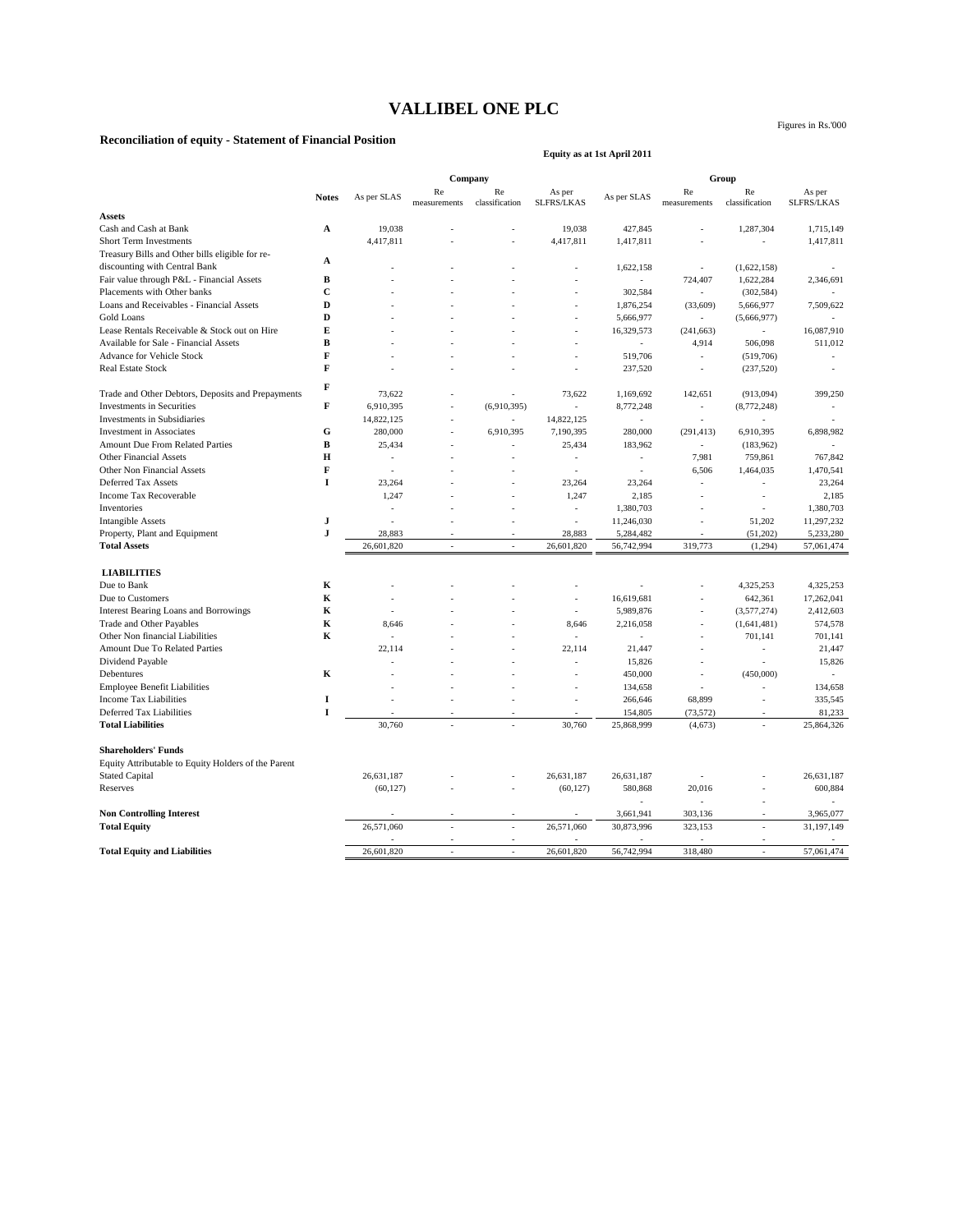# VALLIBEL ONE PLC

Figures in Rs.'000

## Reconciliation of equity - Statement of Financial Position

**Equity as at 1st April 2011**

| | Notes | Company | | | | Group | | | |
|---|---|---|---|---|---|---|---|---|---|
| | | As per SLAS | Re measurements | Re classification | As per SLFRS/LKAS | As per SLAS | Re measurements | Re classification | As per SLFRS/LKAS |
| **Assets** | | | | | | | | | |
| Cash and Cash at Bank | **A** | 19,038 | - | - | 19,038 | 427,845 | - | 1,287,304 | 1,715,149 |
| Short Term Investments | | 4,417,811 | - | - | 4,417,811 | 1,417,811 | - | - | 1,417,811 |
| Treasury Bills and Other bills eligible for re-discounting with Central Bank | **A** | - | - | - | - | 1,622,158 | - | (1,622,158) | - |
| Fair value through P&L - Financial Assets | **B** | - | - | - | - | - | 724,407 | 1,622,284 | 2,346,691 |
| Placements with Other banks | **C** | - | - | - | - | 302,584 | - | (302,584) | - |
| Loans and Receivables - Financial Assets | **D** | - | - | - | - | 1,876,254 | (33,609) | 5,666,977 | 7,509,622 |
| Gold Loans | **D** | - | - | - | - | 5,666,977 | - | (5,666,977) | - |
| Lease Rentals Receivable & Stock out on Hire | **E** | - | - | - | - | 16,329,573 | (241,663) | - | 16,087,910 |
| Available for Sale - Financial Assets | **B** | - | - | - | - | - | 4,914 | 506,098 | 511,012 |
| Advance for Vehicle Stock | **F** | - | - | - | - | 519,706 | - | (519,706) | - |
| Real Estate Stock | **F** | - | - | - | - | 237,520 | - | (237,520) | - |
| Trade and Other Debtors, Deposits and Prepayments | **F** | 73,622 | - | - | 73,622 | 1,169,692 | 142,651 | (913,094) | 399,250 |
| Investments in Securities | **F** | 6,910,395 | - | (6,910,395) | - | 8,772,248 | - | (8,772,248) | - |
| Investments in Subsidiaries | | 14,822,125 | - | - | 14,822,125 | - | - | - | - |
| Investment in Associates | **G** | 280,000 | - | 6,910,395 | 7,190,395 | 280,000 | (291,413) | 6,910,395 | 6,898,982 |
| Amount Due From Related Parties | **B** | 25,434 | - | - | 25,434 | 183,962 | - | (183,962) | - |
| Other Financial Assets | **H** | - | - | - | - | - | 7,981 | 759,861 | 767,842 |
| Other Non Financial Assets | **F** | - | - | - | - | - | 6,506 | 1,464,035 | 1,470,541 |
| Deferred Tax Assets | **I** | 23,264 | - | - | 23,264 | 23,264 | - | - | 23,264 |
| Income Tax Recoverable | | 1,247 | - | - | 1,247 | 2,185 | - | - | 2,185 |
| Inventories | | - | - | - | - | 1,380,703 | - | - | 1,380,703 |
| Intangible Assets | **J** | - | - | - | - | 11,246,030 | - | 51,202 | 11,297,232 |
| Property, Plant and Equipment | **J** | 28,883 | - | - | 28,883 | 5,284,482 | - | (51,202) | 5,233,280 |
| **Total Assets** | | 26,601,820 | - | - | 26,601,820 | 56,742,994 | 319,773 | (1,294) | 57,061,474 |
| **LIABILITIES** | | | | | | | | | |
| Due to Bank | **K** | - | - | - | - | - | - | 4,325,253 | 4,325,253 |
| Due to Customers | **K** | - | - | - | - | 16,619,681 | - | 642,361 | 17,262,041 |
| Interest Bearing Loans and Borrowings | **K** | - | - | - | - | 5,989,876 | - | (3,577,274) | 2,412,603 |
| Trade and Other Payables | **K** | 8,646 | - | - | 8,646 | 2,216,058 | - | (1,641,481) | 574,578 |
| Other Non financial Liabilities | **K** | - | - | - | - | - | - | 701,141 | 701,141 |
| Amount Due To Related Parties | | 22,114 | - | - | 22,114 | 21,447 | - | - | 21,447 |
| Dividend Payable | | - | - | - | - | 15,826 | - | - | 15,826 |
| Debentures | **K** | - | - | - | - | 450,000 | - | (450,000) | - |
| Employee Benefit Liabilities | | - | - | - | - | 134,658 | - | - | 134,658 |
| Income Tax Liabilities | **I** | - | - | - | - | 266,646 | 68,899 | - | 335,545 |
| Deferred Tax Liabilities | **I** | - | - | - | - | 154,805 | (73,572) | - | 81,233 |
| **Total Liabilities** | | 30,760 | - | - | 30,760 | 25,868,999 | (4,673) | - | 25,864,326 |
| **Shareholders' Funds** | | | | | | | | | |
| Equity Attributable to Equity Holders of the Parent | | | | | | | | | |
| Stated Capital | | 26,631,187 | - | - | 26,631,187 | 26,631,187 | - | - | 26,631,187 |
| Reserves | | (60,127) | - | - | (60,127) | 580,868 | 20,016 | - | 600,884 |
| | | | | | | - | - | - | - |
| **Non Controlling Interest** | | - | - | - | - | 3,661,941 | 303,136 | - | 3,965,077 |
| **Total Equity** | | 26,571,060 | - | - | 26,571,060 | 30,873,996 | 323,153 | - | 31,197,149 |
| | | - | - | - | - | - | - | - | - |
| **Total Equity and Liabilities** | | 26,601,820 | - | - | 26,601,820 | 56,742,994 | 318,480 | - | 57,061,474 |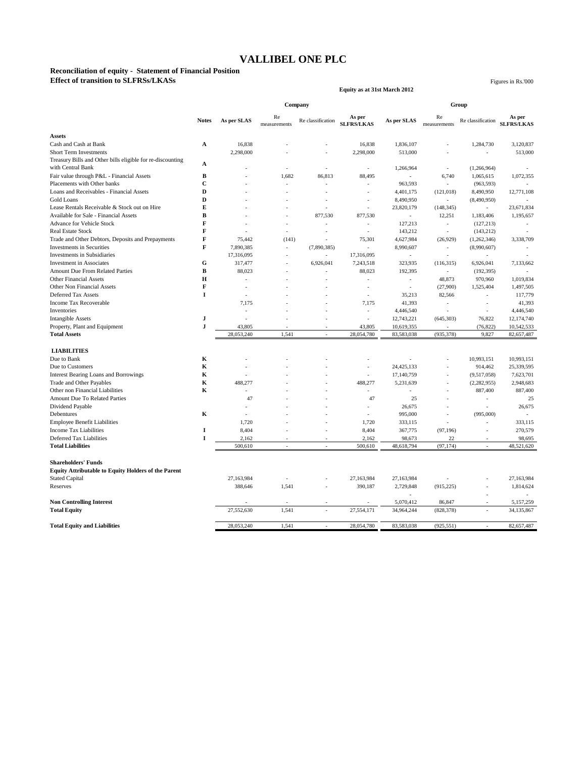# VALLIBEL ONE PLC

**Reconciliation of equity - Statement of Financial Position**
**Effect of transition to SLFRSs/LKASs**

Figures in Rs.'000

**Equity as at 31st March 2012**

| | Notes | Company | | | | Group | | | |
|---|---|---|---|---|---|---|---|---|---|
| | | As per SLAS | Re measurements | Re classification | As per SLFRS/LKAS | As per SLAS | Re measurements | Re classification | As per SLFRS/LKAS |
| **Assets** | | | | | | | | | |
| Cash and Cash at Bank | A | 16,838 | - | - | 16,838 | 1,836,107 | - | 1,284,730 | 3,120,837 |
| Short Term Investments | | 2,298,000 | - | - | 2,298,000 | 513,000 | - | - | 513,000 |
| Treasury Bills and Other bills eligible for re-discounting with Central Bank | A | - | - | - | - | 1,266,964 | - | (1,266,964) | - |
| Fair value through P&L - Financial Assets | B | - | 1,682 | 86,813 | 88,495 | - | 6,740 | 1,065,615 | 1,072,355 |
| Placements with Other banks | C | - | - | - | - | 963,593 | - | (963,593) | - |
| Loans and Receivables - Financial Assets | D | - | - | - | - | 4,401,175 | (121,018) | 8,490,950 | 12,771,108 |
| Gold Loans | D | - | - | - | - | 8,490,950 | - | (8,490,950) | - |
| Lease Rentals Receivable & Stock out on Hire | E | - | - | - | - | 23,820,179 | (148,345) | - | 23,671,834 |
| Available for Sale - Financial Assets | B | - | - | 877,530 | 877,530 | - | 12,251 | 1,183,406 | 1,195,657 |
| Advance for Vehicle Stock | F | - | - | - | - | 127,213 | - | (127,213) | - |
| Real Estate Stock | F | - | - | - | - | 143,212 | - | (143,212) | - |
| Trade and Other Debtors, Deposits and Prepayments | F | 75,442 | (141) | - | 75,301 | 4,627,984 | (26,929) | (1,262,346) | 3,338,709 |
| Investments in Securities | F | 7,890,385 | - | (7,890,385) | - | 8,990,607 | - | (8,990,607) | - |
| Investments in Subsidiaries | | 17,316,095 | - | - | 17,316,095 | - | - | - | - |
| Investment in Associates | G | 317,477 | - | 6,926,041 | 7,243,518 | 323,935 | (116,315) | 6,926,041 | 7,133,662 |
| Amount Due From Related Parties | B | 88,023 | - | - | 88,023 | 192,395 | - | (192,395) | - |
| Other Financial Assets | H | - | - | - | - | - | 48,873 | 970,960 | 1,019,834 |
| Other Non Financial Assets | F | - | - | - | - | - | (27,900) | 1,525,404 | 1,497,505 |
| Deferred Tax Assets | I | - | - | - | - | 35,213 | 82,566 | - | 117,779 |
| Income Tax Recoverable | | 7,175 | - | - | 7,175 | 41,393 | - | - | 41,393 |
| Inventories | | - | - | - | - | 4,446,540 | - | - | 4,446,540 |
| Intangible Assets | J | - | - | - | - | 12,743,221 | (645,303) | 76,822 | 12,174,740 |
| Property, Plant and Equipment | J | 43,805 | - | - | 43,805 | 10,619,355 | - | (76,822) | 10,542,533 |
| **Total Assets** | | 28,053,240 | 1,541 | - | 28,054,780 | 83,583,038 | (935,378) | 9,827 | 82,657,487 |
| **LIABILITIES** | | | | | | | | | |
| Due to Bank | K | - | - | - | - | - | - | 10,993,151 | 10,993,151 |
| Due to Customers | K | - | - | - | - | 24,425,133 | - | 914,462 | 25,339,595 |
| Interest Bearing Loans and Borrowings | K | - | - | - | - | 17,140,759 | - | (9,517,058) | 7,623,701 |
| Trade and Other Payables | K | 488,277 | - | - | 488,277 | 5,231,639 | - | (2,282,955) | 2,948,683 |
| Other non Financial Liabilities | K | - | - | - | - | - | - | 887,400 | 887,400 |
| Amount Due To Related Parties | | 47 | - | - | 47 | 25 | - | - | 25 |
| Dividend Payable | | - | - | - | - | 26,675 | - | - | 26,675 |
| Debentures | K | - | - | - | - | 995,000 | - | (995,000) | - |
| Employee Benefit Liabilities | | 1,720 | - | - | 1,720 | 333,115 | - | - | 333,115 |
| Income Tax Liabilities | I | 8,404 | - | - | 8,404 | 367,775 | (97,196) | - | 270,579 |
| Deferred Tax Liabilities | I | 2,162 | - | - | 2,162 | 98,673 | 22 | - | 98,695 |
| **Total Liabilities** | | 500,610 | - | - | 500,610 | 48,618,794 | (97,174) | - | 48,521,620 |
| **Shareholders' Funds** | | | | | | | | | |
| **Equity Attributable to Equity Holders of the Parent** | | | | | | | | | |
| Stated Capital | | 27,163,984 | - | - | 27,163,984 | 27,163,984 | - | - | 27,163,984 |
| Reserves | | 388,646 | 1,541 | - | 390,187 | 2,729,848 | (915,225) | - | 1,814,624 |
| | | | | | | - | | - | - |
| **Non Controlling Interest** | | - | - | - | - | 5,070,412 | 86,847 | - | 5,157,259 |
| **Total Equity** | | 27,552,630 | 1,541 | - | 27,554,171 | 34,964,244 | (828,378) | - | 34,135,867 |
| **Total Equity and Liabilities** | | 28,053,240 | 1,541 | - | 28,054,780 | 83,583,038 | (925,551) | - | 82,657,487 |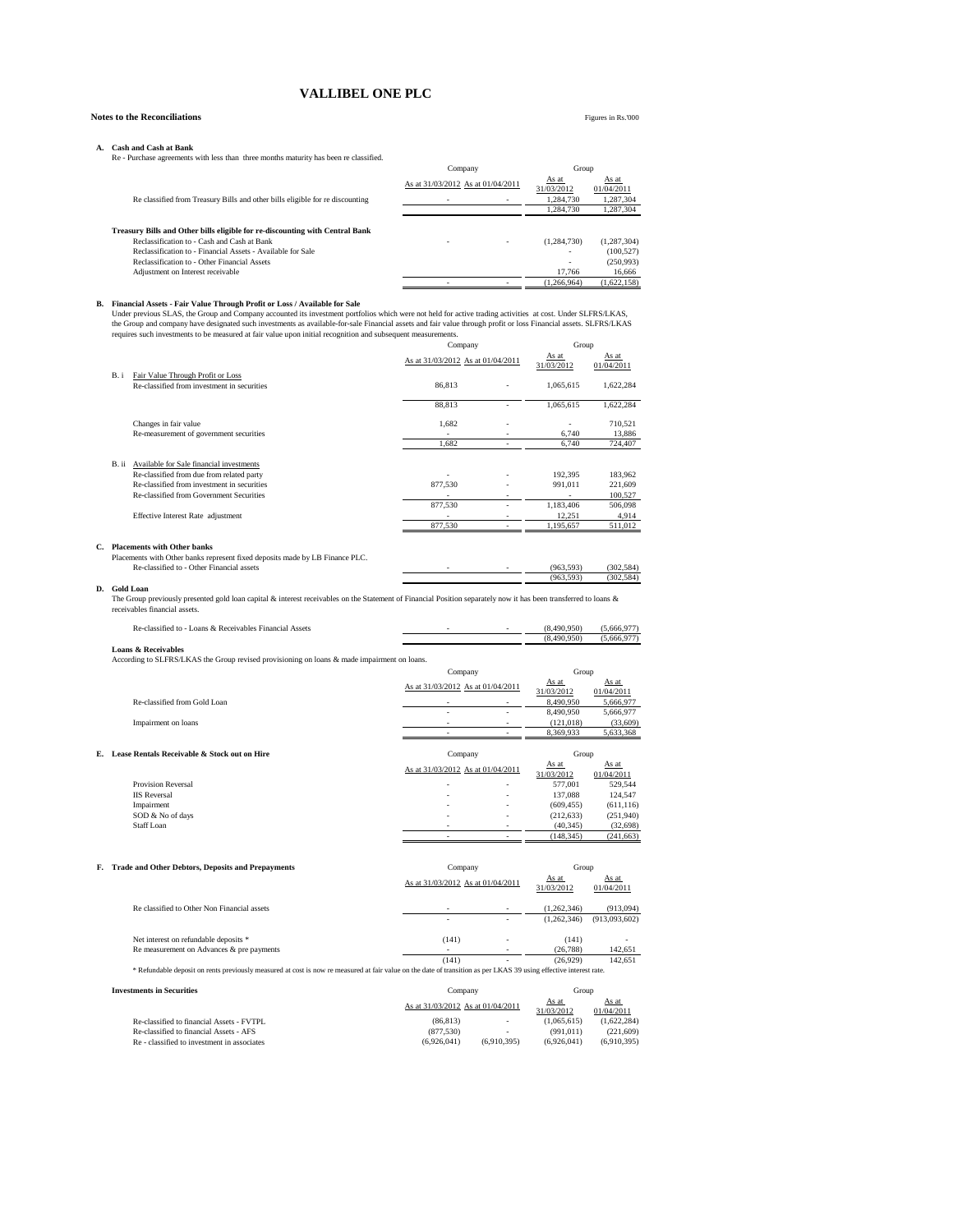# VALLIBEL ONE PLC

**Notes to the Reconciliations**

Figures in Rs.'000

**A. Cash and Cash at Bank**

Re - Purchase agreements with less than three months maturity has been re classified.

| | Company | | Group | |
|---|---|---|---|---|
| | As at 31/03/2012 | As at 01/04/2011 | As at 31/03/2012 | As at 01/04/2011 |
| Re classified from Treasury Bills and other bills eligible for re discounting | - | - | 1,284,730 | 1,287,304 |
| | | | 1,284,730 | 1,287,304 |

| | Company | | Group | |
|---|---|---|---|---|
| **Treasury Bills and Other bills eligible for re-discounting with Central Bank** | | | | |
| Reclassification to - Cash and Cash at Bank | - | - | (1,284,730) | (1,287,304) |
| Reclassification to - Financial Assets - Available for Sale | | | - | (100,527) |
| Reclassification to - Other Financial Assets | | | - | (250,993) |
| Adjustment on Interest receivable | | | 17,766 | 16,666 |
| | - | - | (1,266,964) | (1,622,158) |

**B. Financial Assets - Fair Value Through Profit or Loss / Available for Sale**

Under previous SLAS, the Group and Company accounted its investment portfolios which were not held for active trading activities at cost. Under SLFRS/LKAS, the Group and company have designated such investments as available-for-sale Financial assets and fair value through profit or loss Financial assets. SLFRS/LKAS requires such investments to be measured at fair value upon initial recognition and subsequent measurements.

| | Company | | Group | |
|---|---|---|---|---|
| | As at 31/03/2012 | As at 01/04/2011 | As at 31/03/2012 | As at 01/04/2011 |
| B. i Fair Value Through Profit or Loss | | | | |
| Re-classified from investment in securities | 86,813 | - | 1,065,615 | 1,622,284 |
| | 88,813 | - | 1,065,615 | 1,622,284 |
| Changes in fair value | 1,682 | - | - | 710,521 |
| Re-measurement of government securities | - | - | 6,740 | 13,886 |
| | 1,682 | - | 6,740 | 724,407 |
| B. ii Available for Sale financial investments | | | | |
| Re-classified from due from related party | - | - | 192,395 | 183,962 |
| Re-classified from investment in securities | 877,530 | - | 991,011 | 221,609 |
| Re-classified from Government Securities | - | - | - | 100,527 |
| | 877,530 | - | 1,183,406 | 506,098 |
| Effective Interest Rate adjustment | - | - | 12,251 | 4,914 |
| | 877,530 | - | 1,195,657 | 511,012 |

**C. Placements with Other banks**

Placements with Other banks represent fixed deposits made by LB Finance PLC.

| | Company | | Group | |
|---|---|---|---|---|
| Re-classified to - Other Financial assets | - | - | (963,593) | (302,584) |
| | | | (963,593) | (302,584) |

**D. Gold Loan**

The Group previously presented gold loan capital & interest receivables on the Statement of Financial Position separately now it has been transferred to loans & receivables financial assets.

| | Company | | Group | |
|---|---|---|---|---|
| Re-classified to - Loans & Receivables Financial Assets | - | - | (8,490,950) | (5,666,977) |
| | | | (8,490,950) | (5,666,977) |

**Loans & Receivables**

According to SLFRS/LKAS the Group revised provisioning on loans & made impairment on loans.

| | Company | | Group | |
|---|---|---|---|---|
| | As at 31/03/2012 | As at 01/04/2011 | As at 31/03/2012 | As at 01/04/2011 |
| Re-classified from Gold Loan | - | - | 8,490,950 | 5,666,977 |
| | - | - | 8,490,950 | 5,666,977 |
| Impairment on loans | - | - | (121,018) | (33,609) |
| | - | - | 8,369,933 | 5,633,368 |

**E. Lease Rentals Receivable & Stock out on Hire**

| | Company | | Group | |
|---|---|---|---|---|
| | As at 31/03/2012 | As at 01/04/2011 | As at 31/03/2012 | As at 01/04/2011 |
| Provision Reversal | - | - | 577,001 | 529,544 |
| IIS Reversal | - | - | 137,088 | 124,547 |
| Impairment | - | - | (609,455) | (611,116) |
| SOD & No of days | - | - | (212,633) | (251,940) |
| Staff Loan | - | - | (40,345) | (32,698) |
| | - | - | (148,345) | (241,663) |

**F. Trade and Other Debtors, Deposits and Prepayments**

| | Company | | Group | |
|---|---|---|---|---|
| | As at 31/03/2012 | As at 01/04/2011 | As at 31/03/2012 | As at 01/04/2011 |
| Re classified to Other Non Financial assets | - | - | (1,262,346) | (913,094) |
| | - | - | (1,262,346) | (913,093,602) |
| Net interest on refundable deposits * | (141) | - | (141) | - |
| Re measurement on Advances & pre payments | - | - | (26,788) | 142,651 |
| | (141) | - | (26,929) | 142,651 |

* Refundable deposit on rents previously measured at cost is now re measured at fair value on the date of transition as per LKAS 39 using effective interest rate.

**Investments in Securities**

| | Company | | Group | |
|---|---|---|---|---|
| | As at 31/03/2012 | As at 01/04/2011 | As at 31/03/2012 | As at 01/04/2011 |
| Re-classified to financial Assets - FVTPL | (86,813) | - | (1,065,615) | (1,622,284) |
| Re-classified to financial Assets - AFS | (877,530) | - | (991,011) | (221,609) |
| Re - classified to investment in associates | (6,926,041) | (6,910,395) | (6,926,041) | (6,910,395) |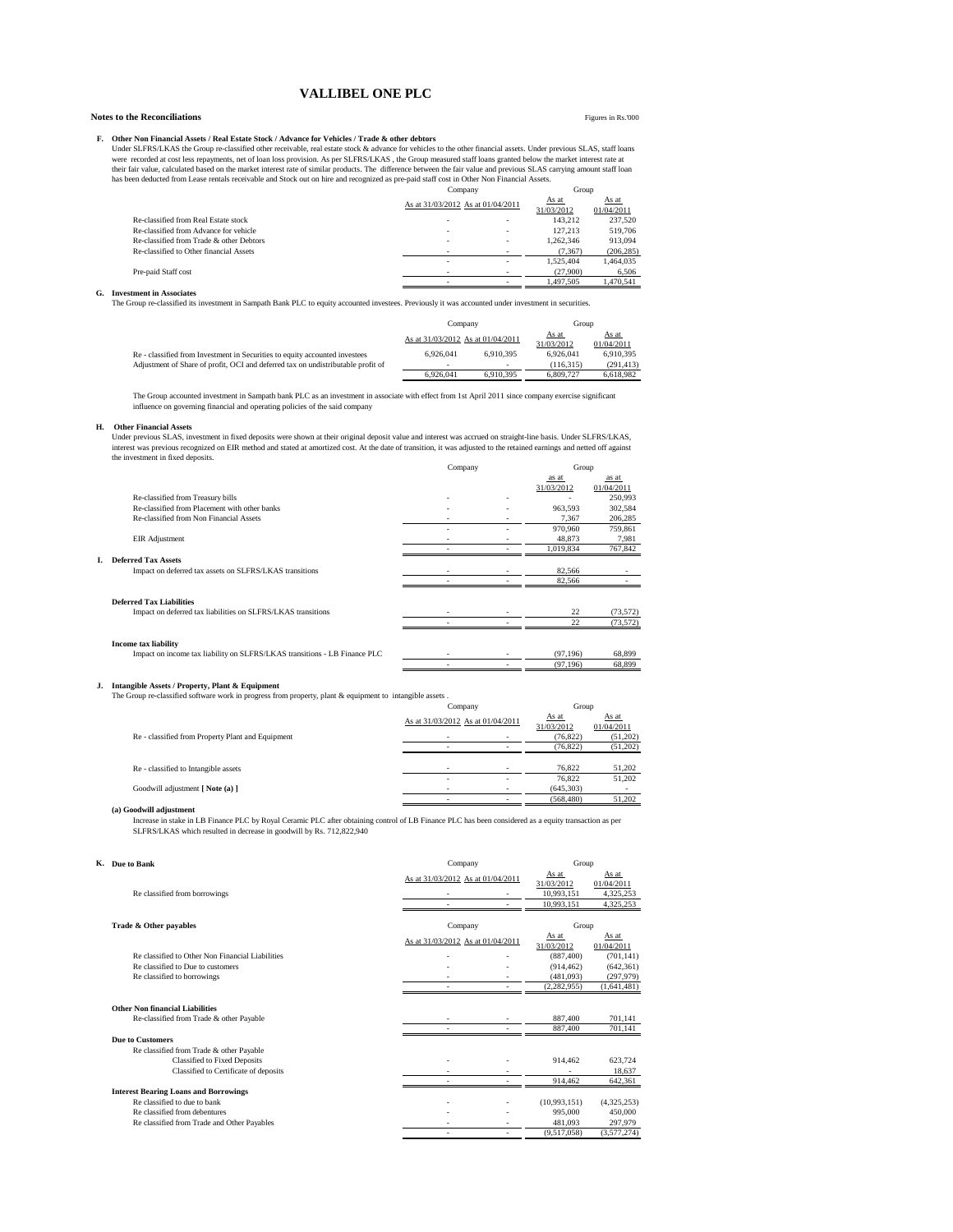# VALLIBEL ONE PLC

**Notes to the Reconciliations**

Figures in Rs.'000

**F. Other Non Financial Assets / Real Estate Stock / Advance for Vehicles / Trade & other debtors**

Under SLFRS/LKAS the Group re-classified other receivable, real estate stock & advance for vehicles to the other financial assets. Under previous SLAS, staff loans were recorded at cost less repayments, net of loan loss provision. As per SLFRS/LKAS , the Group measured staff loans granted below the market interest rate at their fair value, calculated based on the market interest rate of similar products. The difference between the fair value and previous SLAS carrying amount staff loan has been deducted from Lease rentals receivable and Stock out on hire and recognized as pre-paid staff cost in Other Non Financial Assets.

| | Company | | Group | |
|---|---|---|---|---|
| | As at 31/03/2012 | As at 01/04/2011 | As at 31/03/2012 | As at 01/04/2011 |
| Re-classified from Real Estate stock | - | - | 143,212 | 237,520 |
| Re-classified from Advance for vehicle | - | - | 127,213 | 519,706 |
| Re-classified from Trade & other Debtors | - | - | 1,262,346 | 913,094 |
| Re-classified to Other financial Assets | - | - | (7,367) | (206,285) |
| | - | - | 1,525,404 | 1,464,035 |
| Pre-paid Staff cost | - | - | (27,900) | 6,506 |
| | - | - | 1,497,505 | 1,470,541 |

**G. Investment in Associates**

The Group re-classified its investment in Sampath Bank PLC to equity accounted investees. Previously it was accounted under investment in securities.

| | Company | | Group | |
|---|---|---|---|---|
| | As at 31/03/2012 | As at 01/04/2011 | As at 31/03/2012 | As at 01/04/2011 |
| Re - classified from Investment in Securities to equity accounted investees | 6,926,041 | 6,910,395 | 6,926,041 | 6,910,395 |
| Adjustment of Share of profit, OCI and deferred tax on undistributable profit of | - | - | (116,315) | (291,413) |
| | 6,926,041 | 6,910,395 | 6,809,727 | 6,618,982 |

The Group accounted investment in Sampath bank PLC as an investment in associate with effect from 1st April 2011 since company exercise significant influence on governing financial and operating policies of the said company

**H. Other Financial Assets**

Under previous SLAS, investment in fixed deposits were shown at their original deposit value and interest was accrued on straight-line basis. Under SLFRS/LKAS, interest was previous recognized on EIR method and stated at amortized cost. At the date of transition, it was adjusted to the retained earnings and netted off against the investment in fixed deposits.

| | Company | | Group | |
|---|---|---|---|---|
| | | | as at 31/03/2012 | as at 01/04/2011 |
| Re-classified from Treasury bills | - | - | - | 250,993 |
| Re-classified from Placement with other banks | - | - | 963,593 | 302,584 |
| Re-classified from Non Financial Assets | - | - | 7,367 | 206,285 |
| | - | - | 970,960 | 759,861 |
| EIR Adjustment | - | - | 48,873 | 7,981 |
| | - | - | 1,019,834 | 767,842 |

**I. Deferred Tax Assets**

| | | | | |
|---|---|---|---|---|
| Impact on deferred tax assets on SLFRS/LKAS transitions | - | - | 82,566 | - |
| | - | - | 82,566 | - |

**Deferred Tax Liabilities**

| | | | | |
|---|---|---|---|---|
| Impact on deferred tax liabilities on SLFRS/LKAS transitions | - | - | 22 | (73,572) |
| | - | - | 22 | (73,572) |

**Income tax liability**

| | | | | |
|---|---|---|---|---|
| Impact on income tax liability on SLFRS/LKAS transitions - LB Finance PLC | - | - | (97,196) | 68,899 |
| | - | - | (97,196) | 68,899 |

**J. Intangible Assets / Property, Plant & Equipment**

The Group re-classified software work in progress from property, plant & equipment to intangible assets .

| | Company | | Group | |
|---|---|---|---|---|
| | As at 31/03/2012 | As at 01/04/2011 | As at 31/03/2012 | As at 01/04/2011 |
| Re - classified from Property Plant and Equipment | - | - | (76,822) | (51,202) |
| | - | - | (76,822) | (51,202) |
| Re - classified to Intangible assets | - | - | 76,822 | 51,202 |
| | - | - | 76,822 | 51,202 |
| Goodwill adjustment **[ Note (a) ]** | - | - | (645,303) | - |
| | - | - | (568,480) | 51,202 |

**(a) Goodwill adjustment**

Increase in stake in LB Finance PLC by Royal Ceramic PLC after obtaining control of LB Finance PLC has been considered as a equity transaction as per SLFRS/LKAS which resulted in decrease in goodwill by Rs. 712,822,940

**K. Due to Bank**

| | Company | | Group | |
|---|---|---|---|---|
| | As at 31/03/2012 | As at 01/04/2011 | As at 31/03/2012 | As at 01/04/2011 |
| Re classified from borrowings | - | - | 10,993,151 | 4,325,253 |
| | - | - | 10,993,151 | 4,325,253 |

**Trade & Other payables**

| | Company | | Group | |
|---|---|---|---|---|
| | As at 31/03/2012 | As at 01/04/2011 | As at 31/03/2012 | As at 01/04/2011 |
| Re classified to Other Non Financial Liabilities | - | - | (887,400) | (701,141) |
| Re classified to Due to customers | - | - | (914,462) | (642,361) |
| Re classified to borrowings | - | - | (481,093) | (297,979) |
| | - | - | (2,282,955) | (1,641,481) |

**Other Non financial Liabilities**

| | | | | |
|---|---|---|---|---|
| Re-classified from Trade & other Payable | - | - | 887,400 | 701,141 |
| | - | - | 887,400 | 701,141 |

**Due to Customers**

| | | | | |
|---|---|---|---|---|
| Re classified from Trade & other Payable | | | | |
| Classified to Fixed Deposits | - | - | 914,462 | 623,724 |
| Classified to Certificate of deposits | - | - | - | 18,637 |
| | - | - | 914,462 | 642,361 |

**Interest Bearing Loans and Borrowings**

| | | | | |
|---|---|---|---|---|
| Re classified to due to bank | - | - | (10,993,151) | (4,325,253) |
| Re classified from debentures | - | - | 995,000 | 450,000 |
| Re classified from Trade and Other Payables | - | - | 481,093 | 297,979 |
| | - | - | (9,517,058) | (3,577,274) |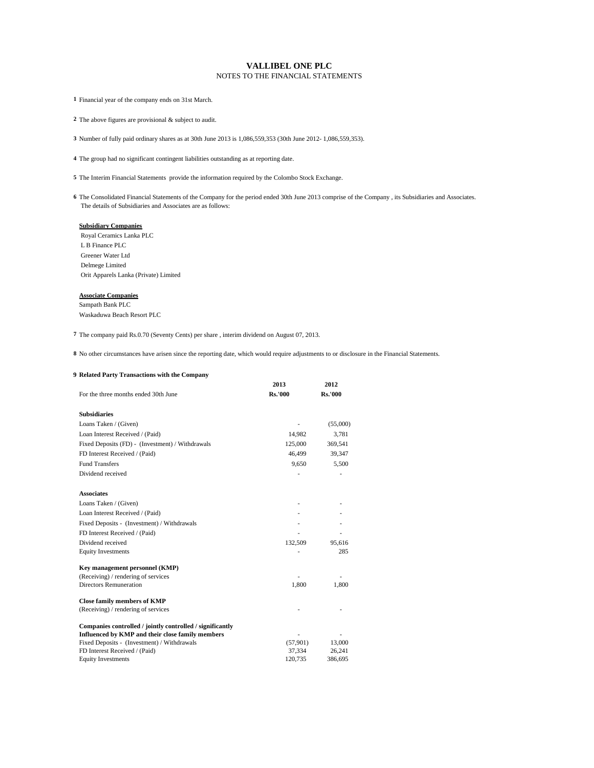# VALLIBEL ONE PLC

NOTES TO THE FINANCIAL STATEMENTS

**1** Financial year of the company ends on 31st March.

**2** The above figures are provisional & subject to audit.

**3** Number of fully paid ordinary shares as at 30th June 2013 is 1,086,559,353 (30th June 2012- 1,086,559,353).

**4** The group had no significant contingent liabilities outstanding as at reporting date.

**5** The Interim Financial Statements provide the information required by the Colombo Stock Exchange.

**6** The Consolidated Financial Statements of the Company for the period ended 30th June 2013 comprise of the Company , its Subsidiaries and Associates. The details of Subsidiaries and Associates are as follows:

**Subsidiary Companies**

Royal Ceramics Lanka PLC
L B Finance PLC
Greener Water Ltd
Delmege Limited
Orit Apparels Lanka (Private) Limited

**Associate Companies**

Sampath Bank PLC
Waskaduwa Beach Resort PLC

**7** The company paid Rs.0.70 (Seventy Cents) per share , interim dividend on August 07, 2013.

**8** No other circumstances have arisen since the reporting date, which would require adjustments to or disclosure in the Financial Statements.

**9 Related Party Transactions with the Company**

| For the three months ended 30th June | **2013 Rs.'000** | **2012 Rs.'000** |
|---|---|---|
| **Subsidiaries** | | |
| Loans Taken / (Given) | - | (55,000) |
| Loan Interest Received / (Paid) | 14,982 | 3,781 |
| Fixed Deposits (FD) - (Investment) / Withdrawals | 125,000 | 369,541 |
| FD Interest Received / (Paid) | 46,499 | 39,347 |
| Fund Transfers | 9,650 | 5,500 |
| Dividend received | - | - |
| **Associates** | | |
| Loans Taken / (Given) | - | - |
| Loan Interest Received / (Paid) | - | - |
| Fixed Deposits - (Investment) / Withdrawals | - | - |
| FD Interest Received / (Paid) | - | - |
| Dividend received | 132,509 | 95,616 |
| Equity Investments | - | 285 |
| **Key management personnel (KMP)** | | |
| (Receiving) / rendering of services | - | - |
| Directors Remuneration | 1,800 | 1,800 |
| **Close family members of KMP** | | |
| (Receiving) / rendering of services | - | - |
| **Companies controlled / jointly controlled / significantly Influenced by KMP and their close family members** | - | - |
| Fixed Deposits - (Investment) / Withdrawals | (57,901) | 13,000 |
| FD Interest Received / (Paid) | 37,334 | 26,241 |
| Equity Investments | 120,735 | 386,695 |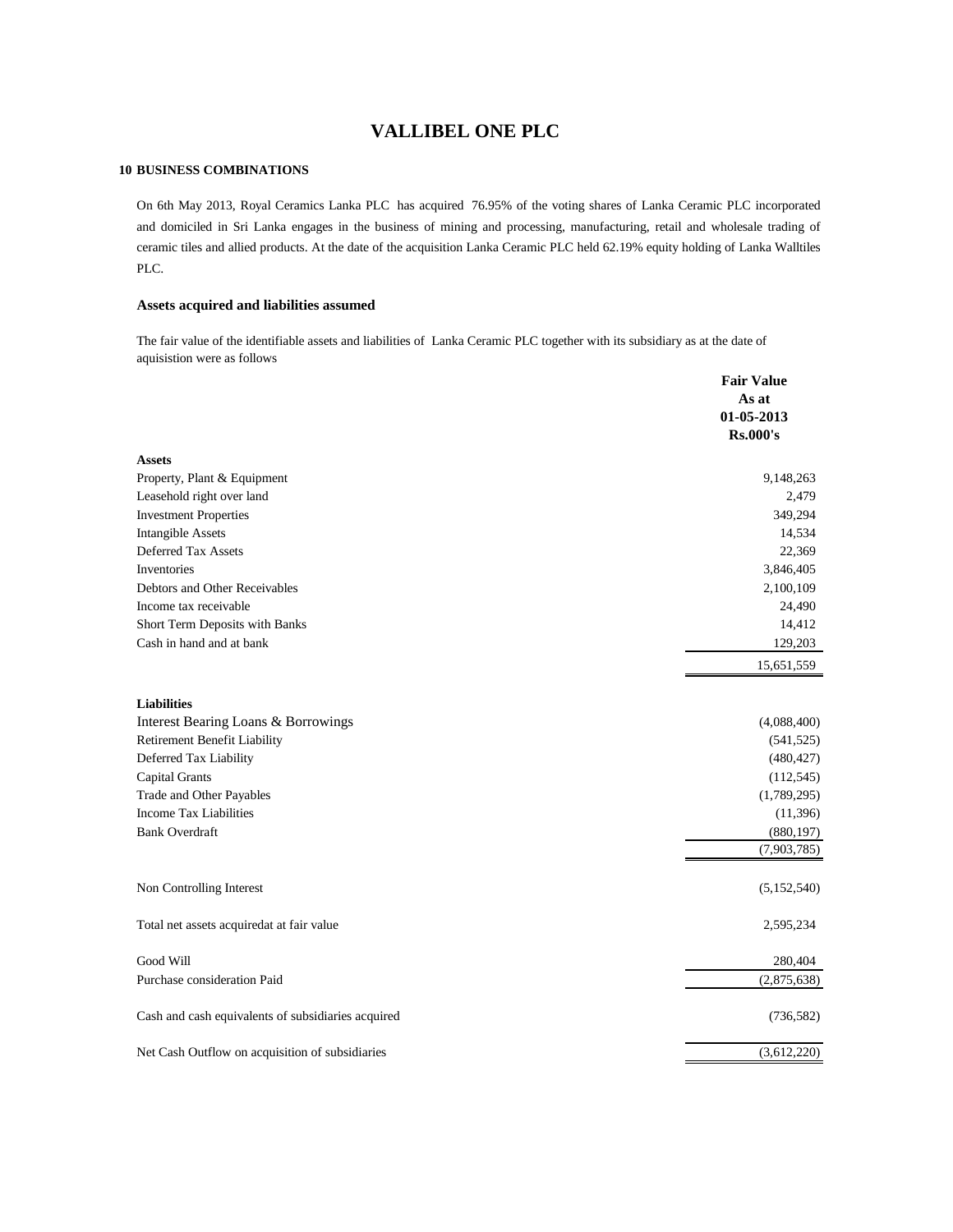# VALLIBEL ONE PLC

**10 BUSINESS COMBINATIONS**

On 6th May 2013, Royal Ceramics Lanka PLC has acquired 76.95% of the voting shares of Lanka Ceramic PLC incorporated and domiciled in Sri Lanka engages in the business of mining and processing, manufacturing, retail and wholesale trading of ceramic tiles and allied products. At the date of the acquisition Lanka Ceramic PLC held 62.19% equity holding of Lanka Walltiles PLC.

### Assets acquired and liabilities assumed

The fair value of the identifiable assets and liabilities of Lanka Ceramic PLC together with its subsidiary as at the date of aquisistion were as follows

| | Fair Value As at 01-05-2013 Rs.000's |
|---|---|
| **Assets** | |
| Property, Plant & Equipment | 9,148,263 |
| Leasehold right over land | 2,479 |
| Investment Properties | 349,294 |
| Intangible Assets | 14,534 |
| Deferred Tax Assets | 22,369 |
| Inventories | 3,846,405 |
| Debtors and Other Receivables | 2,100,109 |
| Income tax receivable | 24,490 |
| Short Term Deposits with Banks | 14,412 |
| Cash in hand and at bank | 129,203 |
| | 15,651,559 |
| **Liabilities** | |
| Interest Bearing Loans & Borrowings | (4,088,400) |
| Retirement Benefit Liability | (541,525) |
| Deferred Tax Liability | (480,427) |
| Capital Grants | (112,545) |
| Trade and Other Payables | (1,789,295) |
| Income Tax Liabilities | (11,396) |
| Bank Overdraft | (880,197) |
| | (7,903,785) |
| Non Controlling Interest | (5,152,540) |
| Total net assets acquiredat at fair value | 2,595,234 |
| Good Will | 280,404 |
| Purchase consideration Paid | (2,875,638) |
| Cash and cash equivalents of subsidiaries acquired | (736,582) |
| Net Cash Outflow on acquisition of subsidiaries | (3,612,220) |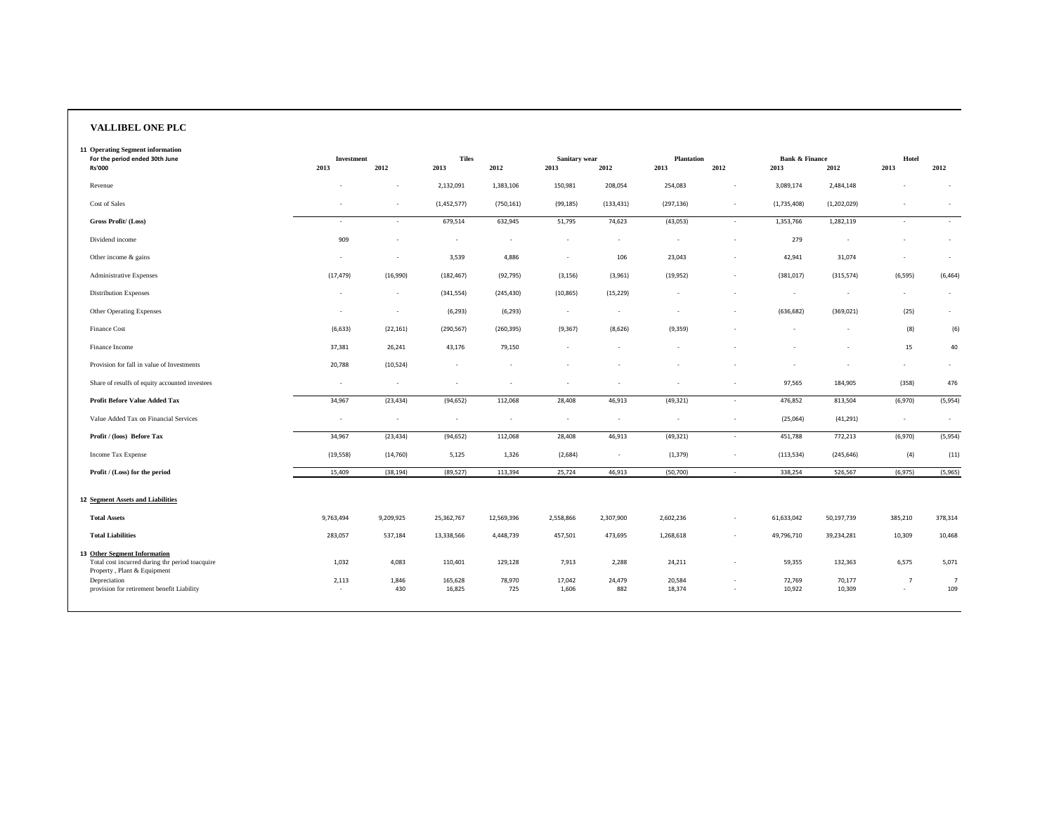## VALLIBEL ONE PLC

### 11 Operating Segment information

For the period ended 30th June

| Rs'000 | Investment | | Tiles | | Sanitary wear | | Plantation | | Bank & Finance | | Hotel | |
|---|---|---|---|---|---|---|---|---|---|---|---|---|
| | 2013 | 2012 | 2013 | 2012 | 2013 | 2012 | 2013 | 2012 | 2013 | 2012 | 2013 | 2012 |
| Revenue | - | - | 2,132,091 | 1,383,106 | 150,981 | 208,054 | 254,083 | - | 3,089,174 | 2,484,148 | - | - |
| Cost of Sales | - | - | (1,452,577) | (750,161) | (99,185) | (133,431) | (297,136) | - | (1,735,408) | (1,202,029) | - | - |
| **Gross Profit/ (Loss)** | - | - | 679,514 | 632,945 | 51,795 | 74,623 | (43,053) | - | 1,353,766 | 1,282,119 | - | - |
| Dividend income | 909 | - | - | - | - | - | - | - | 279 | - | - | - |
| Other income & gains | - | - | 3,539 | 4,886 | - | 106 | 23,043 | - | 42,941 | 31,074 | - | - |
| Administrative Expenses | (17,479) | (16,990) | (182,467) | (92,795) | (3,156) | (3,961) | (19,952) | - | (381,017) | (315,574) | (6,595) | (6,464) |
| Distribution Expenses | - | - | (341,554) | (245,430) | (10,865) | (15,229) | - | - | - | - | - | - |
| Other Operating Expenses | - | - | (6,293) | (6,293) | - | - | - | - | (636,682) | (369,021) | (25) | - |
| Finance Cost | (6,633) | (22,161) | (290,567) | (260,395) | (9,367) | (8,626) | (9,359) | - | - | - | (8) | (6) |
| Finance Income | 37,381 | 26,241 | 43,176 | 79,150 | - | - | - | - | - | - | 15 | 40 |
| Provision for fall in value of Investments | 20,788 | (10,524) | - | - | - | - | - | - | - | - | - | - |
| Share of resulfs of equity accounted investees | - | - | - | - | - | - | - | - | 97,565 | 184,905 | (358) | 476 |
| **Profit Before Value Added Tax** | 34,967 | (23,434) | (94,652) | 112,068 | 28,408 | 46,913 | (49,321) | - | 476,852 | 813,504 | (6,970) | (5,954) |
| Value Added Tax on Financial Services | - | - | - | - | - | - | - | - | (25,064) | (41,291) | - | - |
| **Profit / (loos) Before Tax** | 34,967 | (23,434) | (94,652) | 112,068 | 28,408 | 46,913 | (49,321) | - | 451,788 | 772,213 | (6,970) | (5,954) |
| Income Tax Expense | (19,558) | (14,760) | 5,125 | 1,326 | (2,684) | - | (1,379) | - | (113,534) | (245,646) | (4) | (11) |
| **Profit / (Loss) for the period** | 15,409 | (38,194) | (89,527) | 113,394 | 25,724 | 46,913 | (50,700) | - | 338,254 | 526,567 | (6,975) | (5,965) |

### 12 Segment Assets and Liabilities

| | Investment 2013 | Investment 2012 | Tiles 2013 | Tiles 2012 | Sanitary wear 2013 | Sanitary wear 2012 | Plantation 2013 | Plantation 2012 | Bank & Finance 2013 | Bank & Finance 2012 | Hotel 2013 | Hotel 2012 |
|---|---|---|---|---|---|---|---|---|---|---|---|---|
| **Total Assets** | 9,763,494 | 9,209,925 | 25,362,767 | 12,569,396 | 2,558,866 | 2,307,900 | 2,602,236 | - | 61,633,042 | 50,197,739 | 385,210 | 378,314 |
| **Total Liabilities** | 283,057 | 537,184 | 13,338,566 | 4,448,739 | 457,501 | 473,695 | 1,268,618 | - | 49,796,710 | 39,234,281 | 10,309 | 10,468 |

### 13 Other Segment Information

| | Investment 2013 | Investment 2012 | Tiles 2013 | Tiles 2012 | Sanitary wear 2013 | Sanitary wear 2012 | Plantation 2013 | Plantation 2012 | Bank & Finance 2013 | Bank & Finance 2012 | Hotel 2013 | Hotel 2012 |
|---|---|---|---|---|---|---|---|---|---|---|---|---|
| Total cost incurred during thr period toacquire Property , Plant & Equipment | 1,032 | 4,083 | 110,401 | 129,128 | 7,913 | 2,288 | 24,211 | - | 59,355 | 132,363 | 6,575 | 5,071 |
| Depreciation | 2,113 | 1,846 | 165,628 | 78,970 | 17,042 | 24,479 | 20,584 | - | 72,769 | 70,177 | 7 | 7 |
| provision for retirement benefit Liability | - | 430 | 16,825 | 725 | 1,606 | 882 | 18,374 | - | 10,922 | 10,309 | - | 109 |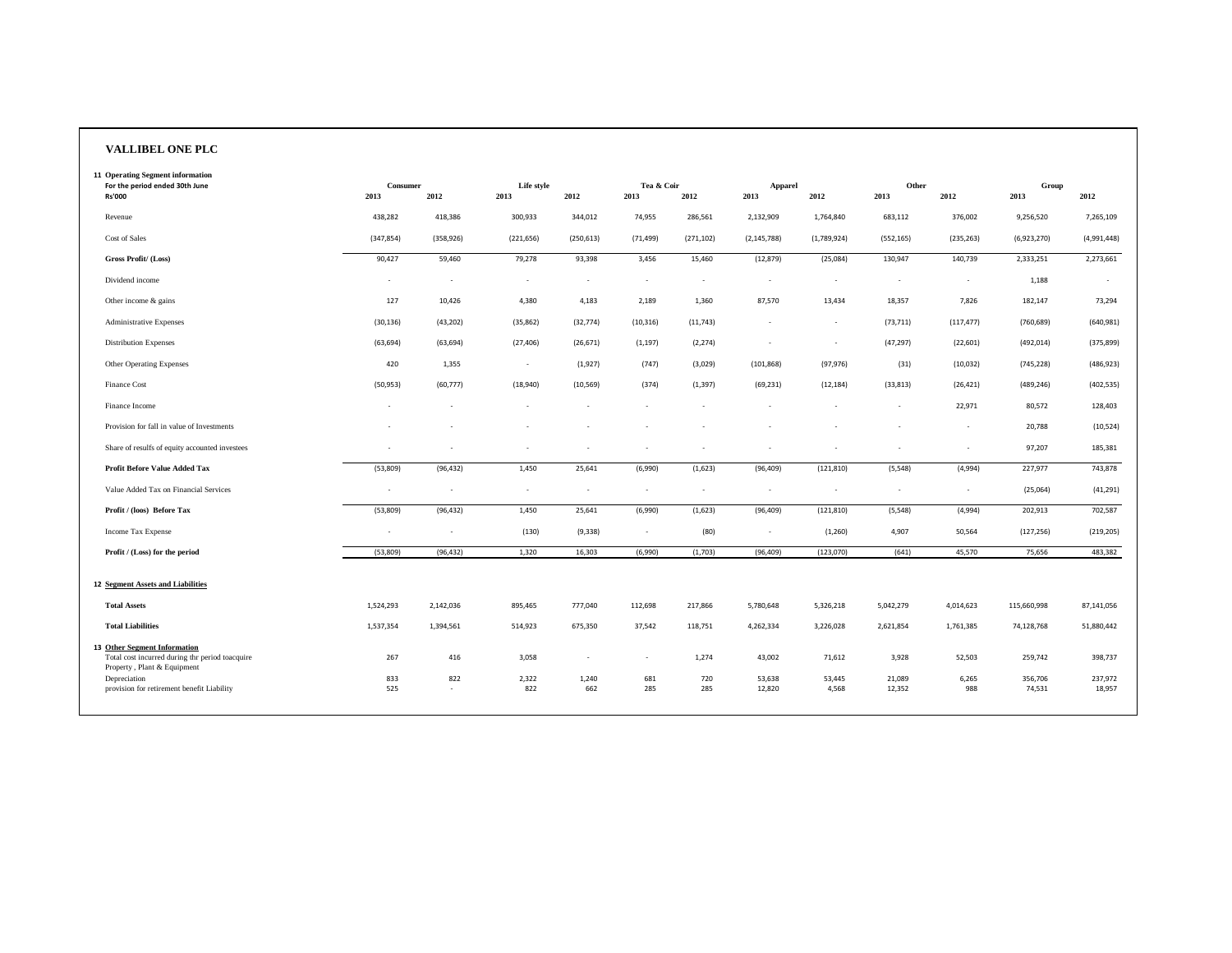**VALLIBEL ONE PLC**

**11 Operating Segment information**

| For the period ended 30th June | Consumer | | Life style | | Tea & Coir | | Apparel | | Other | | Group | |
|---|---|---|---|---|---|---|---|---|---|---|---|---|
| **Rs'000** | **2013** | **2012** | **2013** | **2012** | **2013** | **2012** | **2013** | **2012** | **2013** | **2012** | **2013** | **2012** |
| Revenue | 438,282 | 418,386 | 300,933 | 344,012 | 74,955 | 286,561 | 2,132,909 | 1,764,840 | 683,112 | 376,002 | 9,256,520 | 7,265,109 |
| Cost of Sales | (347,854) | (358,926) | (221,656) | (250,613) | (71,499) | (271,102) | (2,145,788) | (1,789,924) | (552,165) | (235,263) | (6,923,270) | (4,991,448) |
| **Gross Profit/ (Loss)** | 90,427 | 59,460 | 79,278 | 93,398 | 3,456 | 15,460 | (12,879) | (25,084) | 130,947 | 140,739 | 2,333,251 | 2,273,661 |
| Dividend income | - | - | - | - | - | - | - | - | - | - | 1,188 | - |
| Other income & gains | 127 | 10,426 | 4,380 | 4,183 | 2,189 | 1,360 | 87,570 | 13,434 | 18,357 | 7,826 | 182,147 | 73,294 |
| Administrative Expenses | (30,136) | (43,202) | (35,862) | (32,774) | (10,316) | (11,743) | - | - | (73,711) | (117,477) | (760,689) | (640,981) |
| Distribution Expenses | (63,694) | (63,694) | (27,406) | (26,671) | (1,197) | (2,274) | - | - | (47,297) | (22,601) | (492,014) | (375,899) |
| Other Operating Expenses | 420 | 1,355 | - | (1,927) | (747) | (3,029) | (101,868) | (97,976) | (31) | (10,032) | (745,228) | (486,923) |
| Finance Cost | (50,953) | (60,777) | (18,940) | (10,569) | (374) | (1,397) | (69,231) | (12,184) | (33,813) | (26,421) | (489,246) | (402,535) |
| Finance Income | - | - | - | - | - | - | - | - | - | 22,971 | 80,572 | 128,403 |
| Provision for fall in value of Investments | - | - | - | - | - | - | - | - | - | - | 20,788 | (10,524) |
| Share of resulfs of equity accounted investees | - | - | - | - | - | - | - | - | - | - | 97,207 | 185,381 |
| **Profit Before Value Added Tax** | (53,809) | (96,432) | 1,450 | 25,641 | (6,990) | (1,623) | (96,409) | (121,810) | (5,548) | (4,994) | 227,977 | 743,878 |
| Value Added Tax on Financial Services | - | - | - | - | - | - | - | - | - | - | (25,064) | (41,291) |
| **Profit / (loos) Before Tax** | (53,809) | (96,432) | 1,450 | 25,641 | (6,990) | (1,623) | (96,409) | (121,810) | (5,548) | (4,994) | 202,913 | 702,587 |
| Income Tax Expense | - | - | (130) | (9,338) | - | (80) | - | (1,260) | 4,907 | 50,564 | (127,256) | (219,205) |
| **Profit / (Loss) for the period** | (53,809) | (96,432) | 1,320 | 16,303 | (6,990) | (1,703) | (96,409) | (123,070) | (641) | 45,570 | 75,656 | 483,382 |
| **12 Segment Assets and Liabilities** | | | | | | | | | | | | |
| **Total Assets** | 1,524,293 | 2,142,036 | 895,465 | 777,040 | 112,698 | 217,866 | 5,780,648 | 5,326,218 | 5,042,279 | 4,014,623 | 115,660,998 | 87,141,056 |
| **Total Liabilities** | 1,537,354 | 1,394,561 | 514,923 | 675,350 | 37,542 | 118,751 | 4,262,334 | 3,226,028 | 2,621,854 | 1,761,385 | 74,128,768 | 51,880,442 |
| **13 Other Segment Information** | | | | | | | | | | | | |
| Total cost incurred during thr period toacquire Property , Plant & Equipment | 267 | 416 | 3,058 | - | - | 1,274 | 43,002 | 71,612 | 3,928 | 52,503 | 259,742 | 398,737 |
| Depreciation | 833 | 822 | 2,322 | 1,240 | 681 | 720 | 53,638 | 53,445 | 21,089 | 6,265 | 356,706 | 237,972 |
| provision for retirement benefit Liability | 525 | - | 822 | 662 | 285 | 285 | 12,820 | 4,568 | 12,352 | 988 | 74,531 | 18,957 |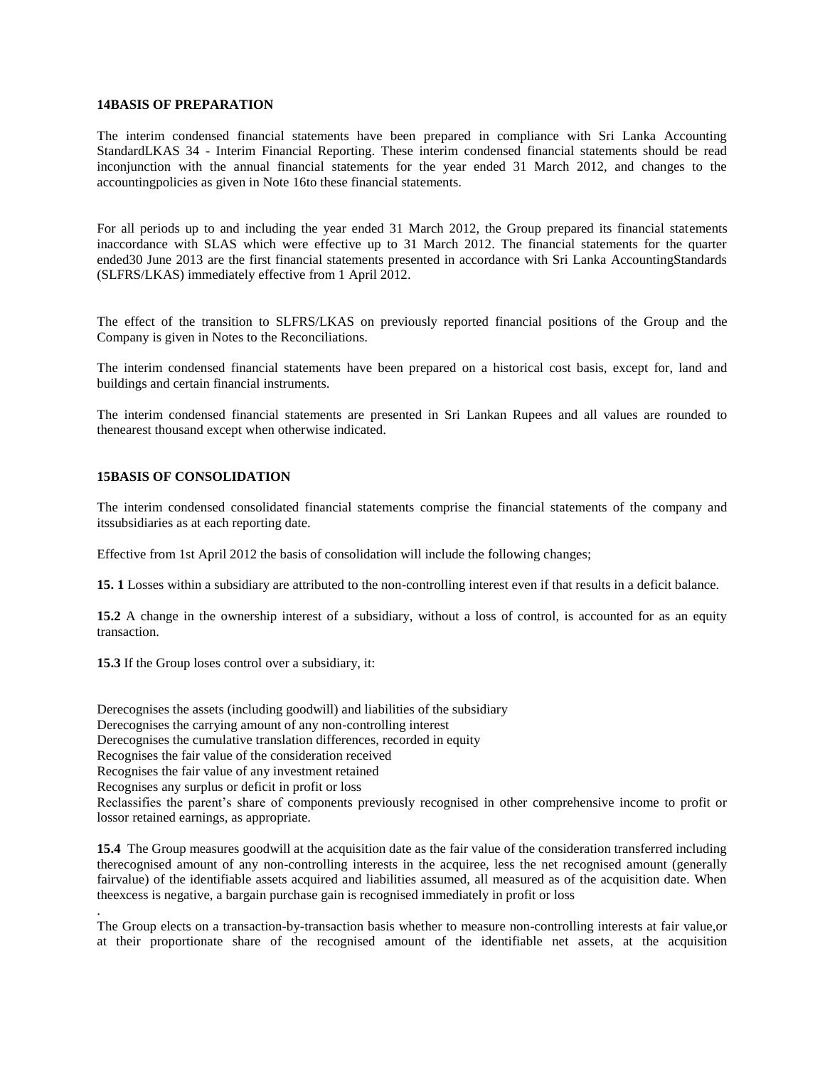## 14BASIS OF PREPARATION

The interim condensed financial statements have been prepared in compliance with Sri Lanka Accounting StandardLKAS 34 - Interim Financial Reporting. These interim condensed financial statements should be read inconjunction with the annual financial statements for the year ended 31 March 2012, and changes to the accountingpolicies as given in Note 16to these financial statements.

For all periods up to and including the year ended 31 March 2012, the Group prepared its financial statements inaccordance with SLAS which were effective up to 31 March 2012. The financial statements for the quarter ended30 June 2013 are the first financial statements presented in accordance with Sri Lanka AccountingStandards (SLFRS/LKAS) immediately effective from 1 April 2012.

The effect of the transition to SLFRS/LKAS on previously reported financial positions of the Group and the Company is given in Notes to the Reconciliations.

The interim condensed financial statements have been prepared on a historical cost basis, except for, land and buildings and certain financial instruments.

The interim condensed financial statements are presented in Sri Lankan Rupees and all values are rounded to thenearest thousand except when otherwise indicated.

## 15BASIS OF CONSOLIDATION

The interim condensed consolidated financial statements comprise the financial statements of the company and itssubsidiaries as at each reporting date.

Effective from 1st April 2012 the basis of consolidation will include the following changes;

**15. 1** Losses within a subsidiary are attributed to the non-controlling interest even if that results in a deficit balance.

**15.2** A change in the ownership interest of a subsidiary, without a loss of control, is accounted for as an equity transaction.

**15.3** If the Group loses control over a subsidiary, it:

Derecognises the assets (including goodwill) and liabilities of the subsidiary
Derecognises the carrying amount of any non-controlling interest
Derecognises the cumulative translation differences, recorded in equity
Recognises the fair value of the consideration received
Recognises the fair value of any investment retained
Recognises any surplus or deficit in profit or loss
Reclassifies the parent's share of components previously recognised in other comprehensive income to profit or lossor retained earnings, as appropriate.

**15.4** The Group measures goodwill at the acquisition date as the fair value of the consideration transferred including therecognised amount of any non-controlling interests in the acquiree, less the net recognised amount (generally fairvalue) of the identifiable assets acquired and liabilities assumed, all measured as of the acquisition date. When theexcess is negative, a bargain purchase gain is recognised immediately in profit or loss

.

The Group elects on a transaction-by-transaction basis whether to measure non-controlling interests at fair value,or at their proportionate share of the recognised amount of the identifiable net assets, at the acquisition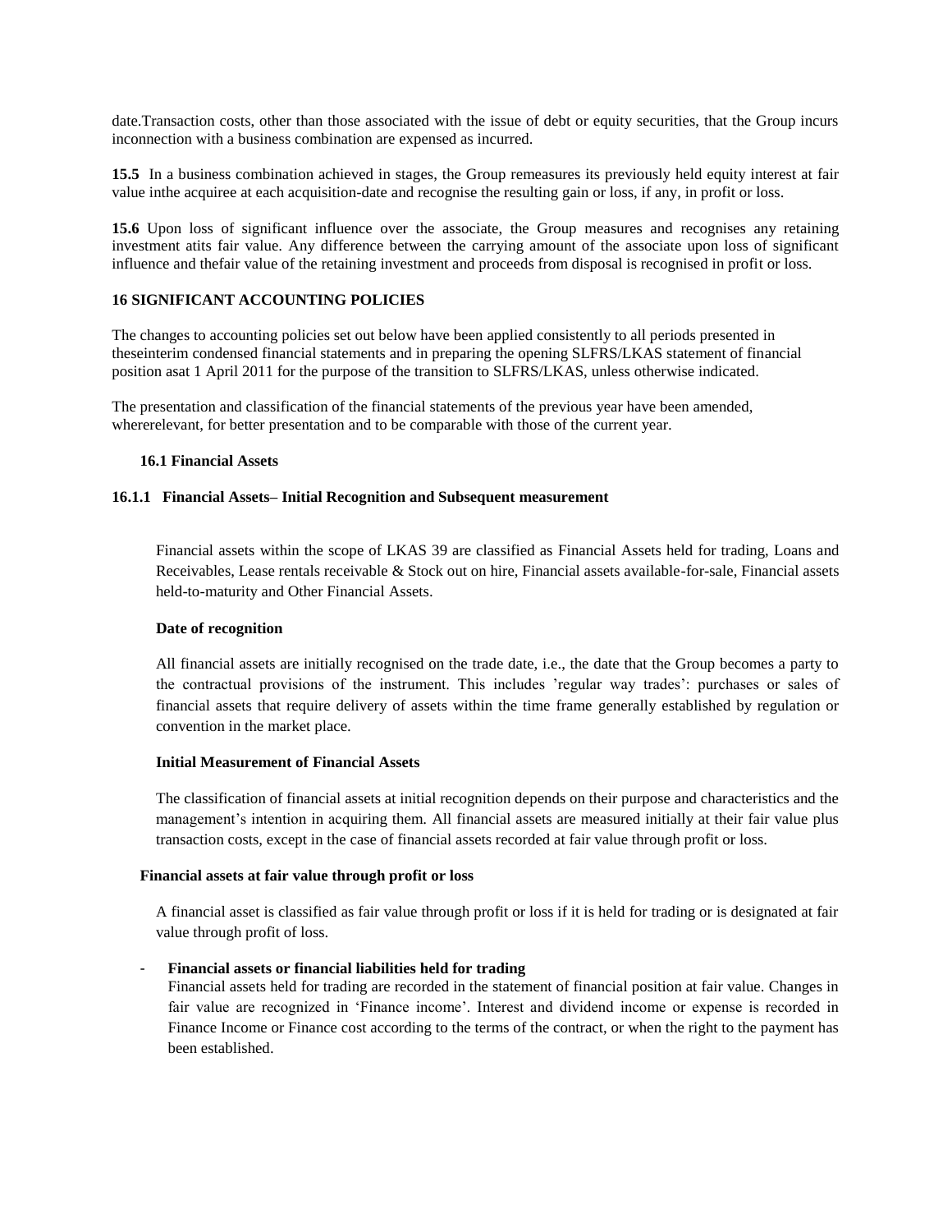date.Transaction costs, other than those associated with the issue of debt or equity securities, that the Group incurs inconnection with a business combination are expensed as incurred.

**15.5** In a business combination achieved in stages, the Group remeasures its previously held equity interest at fair value inthe acquiree at each acquisition-date and recognise the resulting gain or loss, if any, in profit or loss.

**15.6** Upon loss of significant influence over the associate, the Group measures and recognises any retaining investment atits fair value. Any difference between the carrying amount of the associate upon loss of significant influence and thefair value of the retaining investment and proceeds from disposal is recognised in profit or loss.

## 16 SIGNIFICANT ACCOUNTING POLICIES

The changes to accounting policies set out below have been applied consistently to all periods presented in theseinterim condensed financial statements and in preparing the opening SLFRS/LKAS statement of financial position asat 1 April 2011 for the purpose of the transition to SLFRS/LKAS, unless otherwise indicated.

The presentation and classification of the financial statements of the previous year have been amended, whererelevant, for better presentation and to be comparable with those of the current year.

### 16.1 Financial Assets

#### 16.1.1 Financial Assets– Initial Recognition and Subsequent measurement

Financial assets within the scope of LKAS 39 are classified as Financial Assets held for trading, Loans and Receivables, Lease rentals receivable & Stock out on hire, Financial assets available-for-sale, Financial assets held-to-maturity and Other Financial Assets.

**Date of recognition**

All financial assets are initially recognised on the trade date, i.e., the date that the Group becomes a party to the contractual provisions of the instrument. This includes 'regular way trades': purchases or sales of financial assets that require delivery of assets within the time frame generally established by regulation or convention in the market place.

**Initial Measurement of Financial Assets**

The classification of financial assets at initial recognition depends on their purpose and characteristics and the management's intention in acquiring them. All financial assets are measured initially at their fair value plus transaction costs, except in the case of financial assets recorded at fair value through profit or loss.

**Financial assets at fair value through profit or loss**

A financial asset is classified as fair value through profit or loss if it is held for trading or is designated at fair value through profit of loss.

- **Financial assets or financial liabilities held for trading**
  Financial assets held for trading are recorded in the statement of financial position at fair value. Changes in fair value are recognized in 'Finance income'. Interest and dividend income or expense is recorded in Finance Income or Finance cost according to the terms of the contract, or when the right to the payment has been established.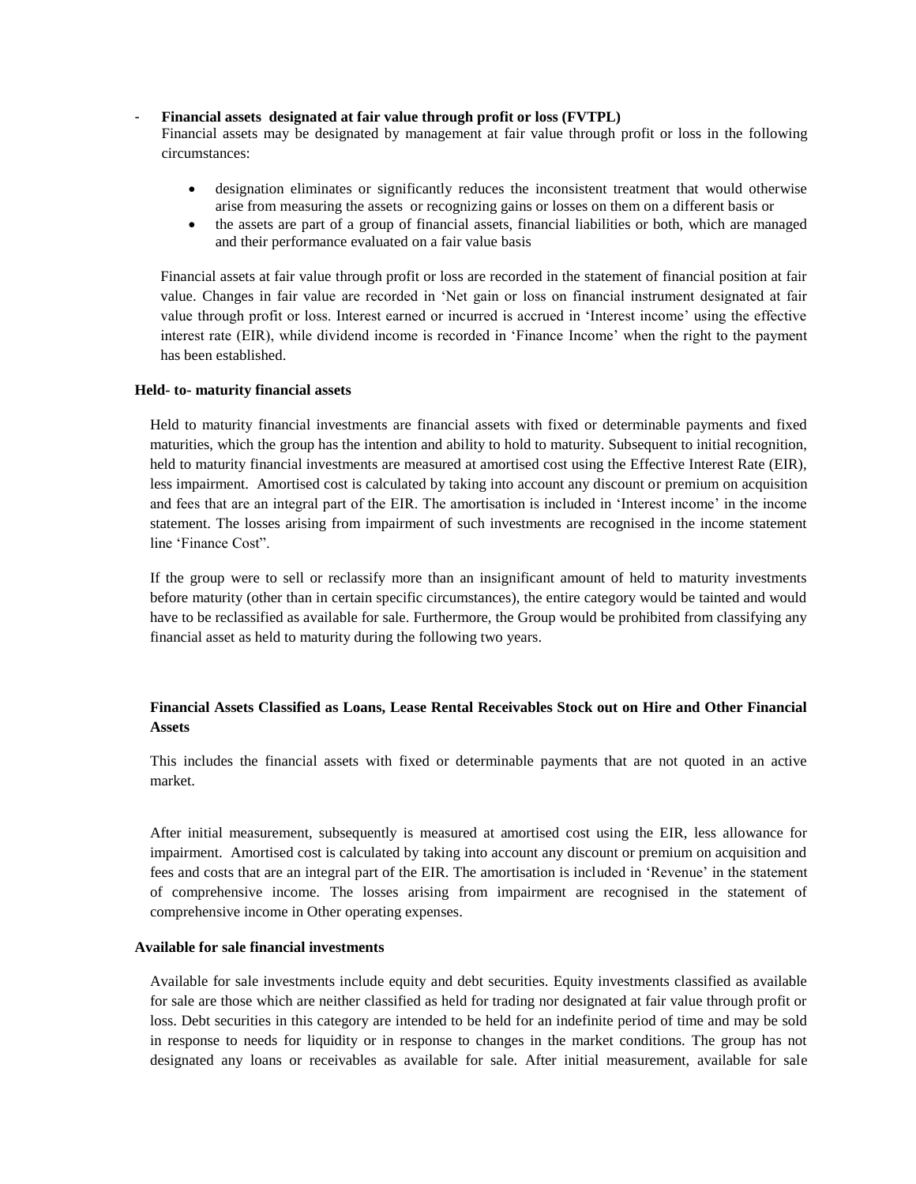- **Financial assets designated at fair value through profit or loss (FVTPL)**

  Financial assets may be designated by management at fair value through profit or loss in the following circumstances:

  - designation eliminates or significantly reduces the inconsistent treatment that would otherwise arise from measuring the assets or recognizing gains or losses on them on a different basis or
  - the assets are part of a group of financial assets, financial liabilities or both, which are managed and their performance evaluated on a fair value basis

  Financial assets at fair value through profit or loss are recorded in the statement of financial position at fair value. Changes in fair value are recorded in 'Net gain or loss on financial instrument designated at fair value through profit or loss. Interest earned or incurred is accrued in 'Interest income' using the effective interest rate (EIR), while dividend income is recorded in 'Finance Income' when the right to the payment has been established.

**Held- to- maturity financial assets**

Held to maturity financial investments are financial assets with fixed or determinable payments and fixed maturities, which the group has the intention and ability to hold to maturity. Subsequent to initial recognition, held to maturity financial investments are measured at amortised cost using the Effective Interest Rate (EIR), less impairment. Amortised cost is calculated by taking into account any discount or premium on acquisition and fees that are an integral part of the EIR. The amortisation is included in 'Interest income' in the income statement. The losses arising from impairment of such investments are recognised in the income statement line 'Finance Cost".

If the group were to sell or reclassify more than an insignificant amount of held to maturity investments before maturity (other than in certain specific circumstances), the entire category would be tainted and would have to be reclassified as available for sale. Furthermore, the Group would be prohibited from classifying any financial asset as held to maturity during the following two years.

**Financial Assets Classified as Loans, Lease Rental Receivables Stock out on Hire and Other Financial Assets**

This includes the financial assets with fixed or determinable payments that are not quoted in an active market.

After initial measurement, subsequently is measured at amortised cost using the EIR, less allowance for impairment. Amortised cost is calculated by taking into account any discount or premium on acquisition and fees and costs that are an integral part of the EIR. The amortisation is included in 'Revenue' in the statement of comprehensive income. The losses arising from impairment are recognised in the statement of comprehensive income in Other operating expenses.

**Available for sale financial investments**

Available for sale investments include equity and debt securities. Equity investments classified as available for sale are those which are neither classified as held for trading nor designated at fair value through profit or loss. Debt securities in this category are intended to be held for an indefinite period of time and may be sold in response to needs for liquidity or in response to changes in the market conditions. The group has not designated any loans or receivables as available for sale. After initial measurement, available for sale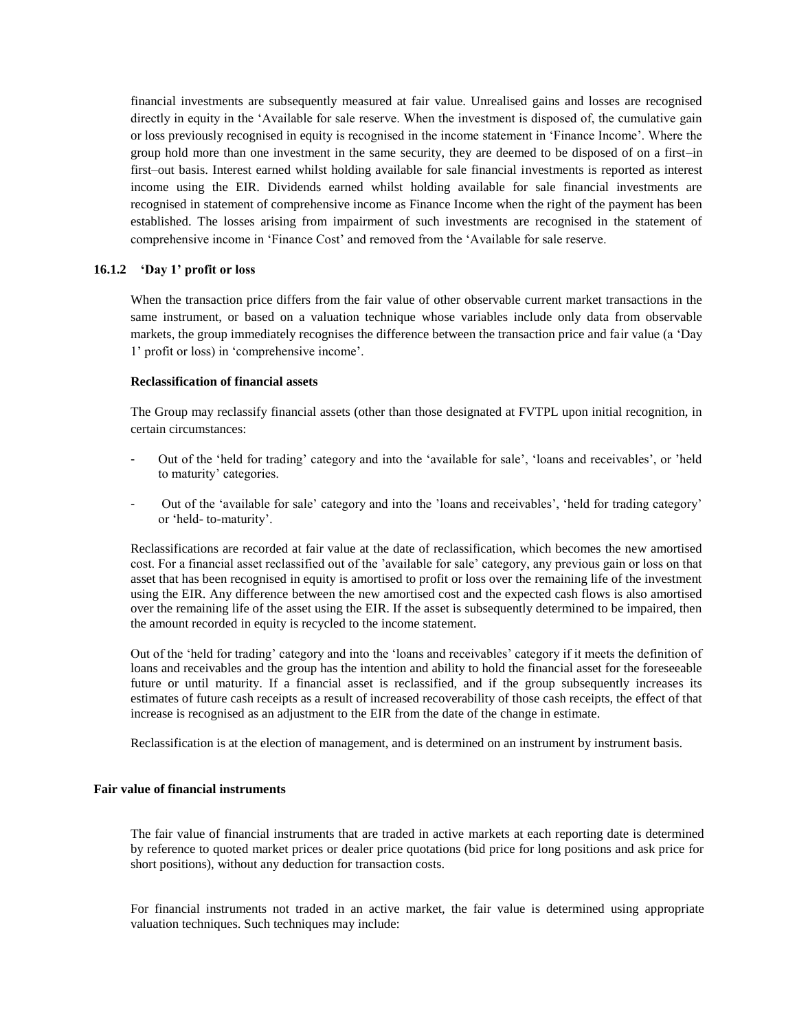financial investments are subsequently measured at fair value. Unrealised gains and losses are recognised directly in equity in the 'Available for sale reserve. When the investment is disposed of, the cumulative gain or loss previously recognised in equity is recognised in the income statement in 'Finance Income'. Where the group hold more than one investment in the same security, they are deemed to be disposed of on a first–in first–out basis. Interest earned whilst holding available for sale financial investments is reported as interest income using the EIR. Dividends earned whilst holding available for sale financial investments are recognised in statement of comprehensive income as Finance Income when the right of the payment has been established. The losses arising from impairment of such investments are recognised in the statement of comprehensive income in 'Finance Cost' and removed from the 'Available for sale reserve.

### 16.1.2 'Day 1' profit or loss

When the transaction price differs from the fair value of other observable current market transactions in the same instrument, or based on a valuation technique whose variables include only data from observable markets, the group immediately recognises the difference between the transaction price and fair value (a 'Day 1' profit or loss) in 'comprehensive income'.

**Reclassification of financial assets**

The Group may reclassify financial assets (other than those designated at FVTPL upon initial recognition, in certain circumstances:

- Out of the 'held for trading' category and into the 'available for sale', 'loans and receivables', or 'held to maturity' categories.
- Out of the 'available for sale' category and into the 'loans and receivables', 'held for trading category' or 'held- to-maturity'.

Reclassifications are recorded at fair value at the date of reclassification, which becomes the new amortised cost. For a financial asset reclassified out of the 'available for sale' category, any previous gain or loss on that asset that has been recognised in equity is amortised to profit or loss over the remaining life of the investment using the EIR. Any difference between the new amortised cost and the expected cash flows is also amortised over the remaining life of the asset using the EIR. If the asset is subsequently determined to be impaired, then the amount recorded in equity is recycled to the income statement.

Out of the 'held for trading' category and into the 'loans and receivables' category if it meets the definition of loans and receivables and the group has the intention and ability to hold the financial asset for the foreseeable future or until maturity. If a financial asset is reclassified, and if the group subsequently increases its estimates of future cash receipts as a result of increased recoverability of those cash receipts, the effect of that increase is recognised as an adjustment to the EIR from the date of the change in estimate.

Reclassification is at the election of management, and is determined on an instrument by instrument basis.

**Fair value of financial instruments**

The fair value of financial instruments that are traded in active markets at each reporting date is determined by reference to quoted market prices or dealer price quotations (bid price for long positions and ask price for short positions), without any deduction for transaction costs.

For financial instruments not traded in an active market, the fair value is determined using appropriate valuation techniques. Such techniques may include: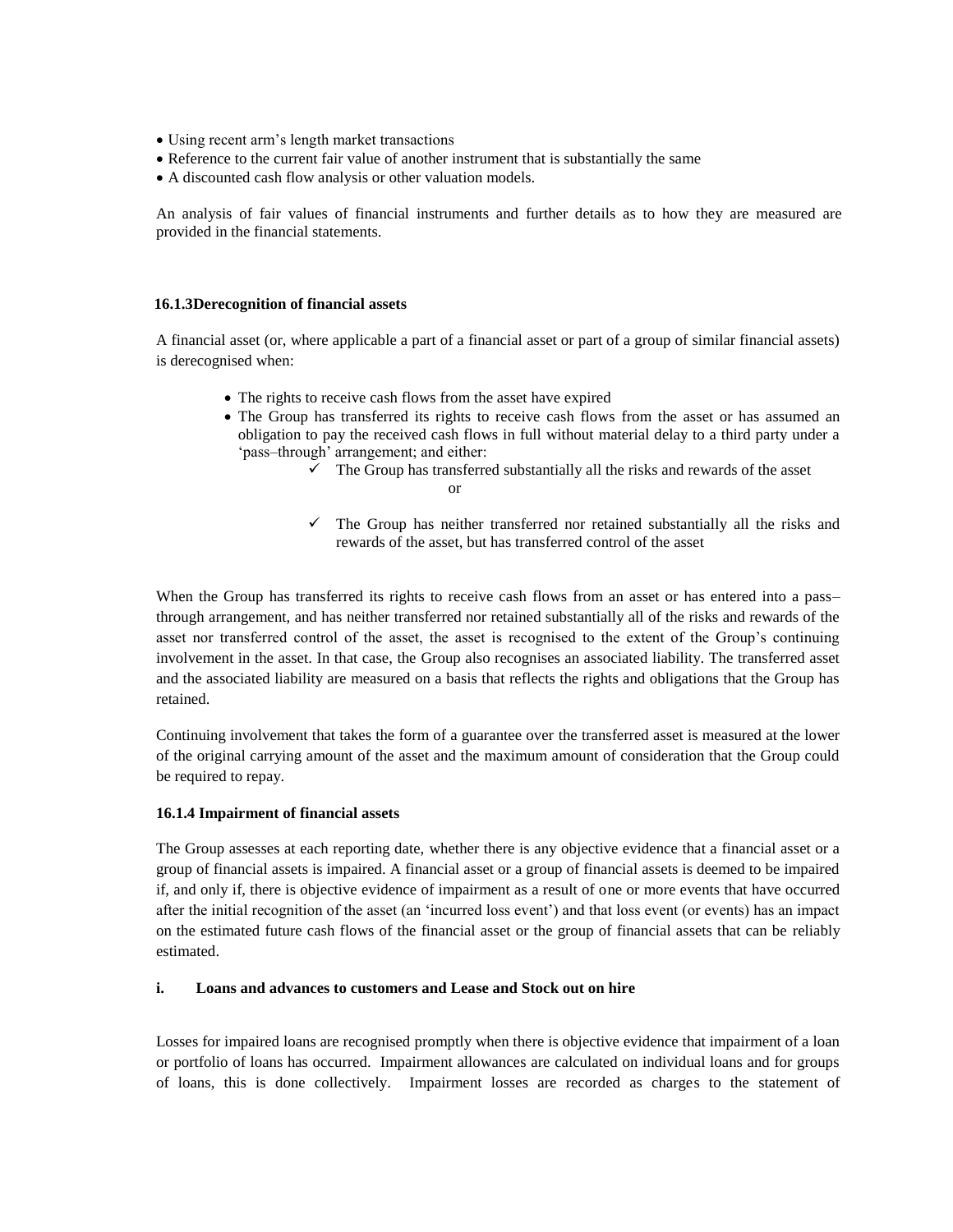- Using recent arm's length market transactions
- Reference to the current fair value of another instrument that is substantially the same
- A discounted cash flow analysis or other valuation models.

An analysis of fair values of financial instruments and further details as to how they are measured are provided in the financial statements.

#### 16.1.3Derecognition of financial assets

A financial asset (or, where applicable a part of a financial asset or part of a group of similar financial assets) is derecognised when:

- The rights to receive cash flows from the asset have expired
- The Group has transferred its rights to receive cash flows from the asset or has assumed an obligation to pay the received cash flows in full without material delay to a third party under a 'pass–through' arrangement; and either:
  - ✓ The Group has transferred substantially all the risks and rewards of the asset

    or

  - ✓ The Group has neither transferred nor retained substantially all the risks and rewards of the asset, but has transferred control of the asset

When the Group has transferred its rights to receive cash flows from an asset or has entered into a pass–through arrangement, and has neither transferred nor retained substantially all of the risks and rewards of the asset nor transferred control of the asset, the asset is recognised to the extent of the Group's continuing involvement in the asset. In that case, the Group also recognises an associated liability. The transferred asset and the associated liability are measured on a basis that reflects the rights and obligations that the Group has retained.

Continuing involvement that takes the form of a guarantee over the transferred asset is measured at the lower of the original carrying amount of the asset and the maximum amount of consideration that the Group could be required to repay.

#### 16.1.4 Impairment of financial assets

The Group assesses at each reporting date, whether there is any objective evidence that a financial asset or a group of financial assets is impaired. A financial asset or a group of financial assets is deemed to be impaired if, and only if, there is objective evidence of impairment as a result of one or more events that have occurred after the initial recognition of the asset (an 'incurred loss event') and that loss event (or events) has an impact on the estimated future cash flows of the financial asset or the group of financial assets that can be reliably estimated.

**i. Loans and advances to customers and Lease and Stock out on hire**

Losses for impaired loans are recognised promptly when there is objective evidence that impairment of a loan or portfolio of loans has occurred. Impairment allowances are calculated on individual loans and for groups of loans, this is done collectively. Impairment losses are recorded as charges to the statement of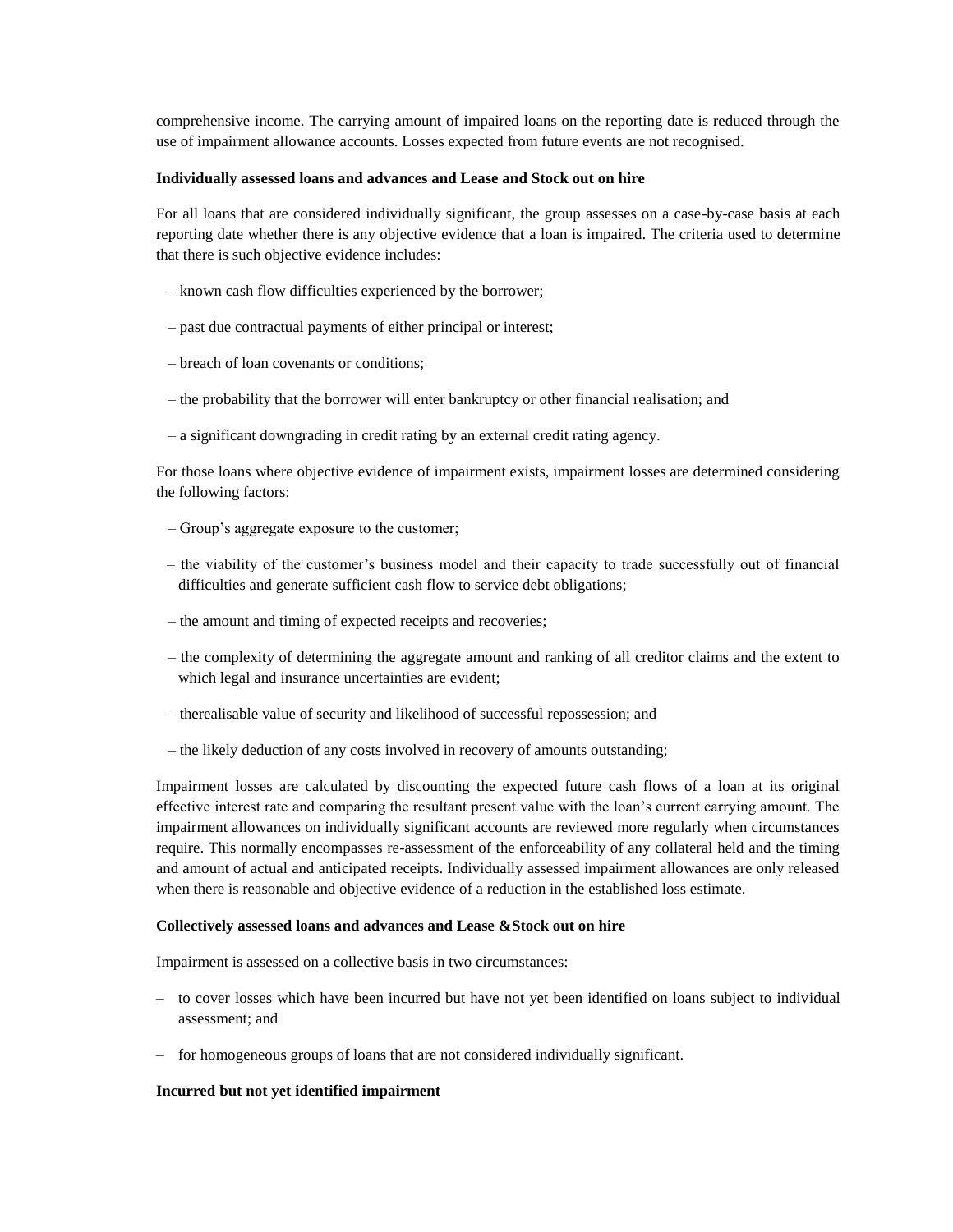comprehensive income. The carrying amount of impaired loans on the reporting date is reduced through the use of impairment allowance accounts. Losses expected from future events are not recognised.

**Individually assessed loans and advances and Lease and Stock out on hire**

For all loans that are considered individually significant, the group assesses on a case-by-case basis at each reporting date whether there is any objective evidence that a loan is impaired. The criteria used to determine that there is such objective evidence includes:

– known cash flow difficulties experienced by the borrower;

– past due contractual payments of either principal or interest;

– breach of loan covenants or conditions;

– the probability that the borrower will enter bankruptcy or other financial realisation; and

– a significant downgrading in credit rating by an external credit rating agency.

For those loans where objective evidence of impairment exists, impairment losses are determined considering the following factors:

– Group's aggregate exposure to the customer;

– the viability of the customer's business model and their capacity to trade successfully out of financial difficulties and generate sufficient cash flow to service debt obligations;

– the amount and timing of expected receipts and recoveries;

– the complexity of determining the aggregate amount and ranking of all creditor claims and the extent to which legal and insurance uncertainties are evident;

– therealisable value of security and likelihood of successful repossession; and

– the likely deduction of any costs involved in recovery of amounts outstanding;

Impairment losses are calculated by discounting the expected future cash flows of a loan at its original effective interest rate and comparing the resultant present value with the loan's current carrying amount. The impairment allowances on individually significant accounts are reviewed more regularly when circumstances require. This normally encompasses re-assessment of the enforceability of any collateral held and the timing and amount of actual and anticipated receipts. Individually assessed impairment allowances are only released when there is reasonable and objective evidence of a reduction in the established loss estimate.

**Collectively assessed loans and advances and Lease &Stock out on hire**

Impairment is assessed on a collective basis in two circumstances:

– to cover losses which have been incurred but have not yet been identified on loans subject to individual assessment; and

– for homogeneous groups of loans that are not considered individually significant.

**Incurred but not yet identified impairment**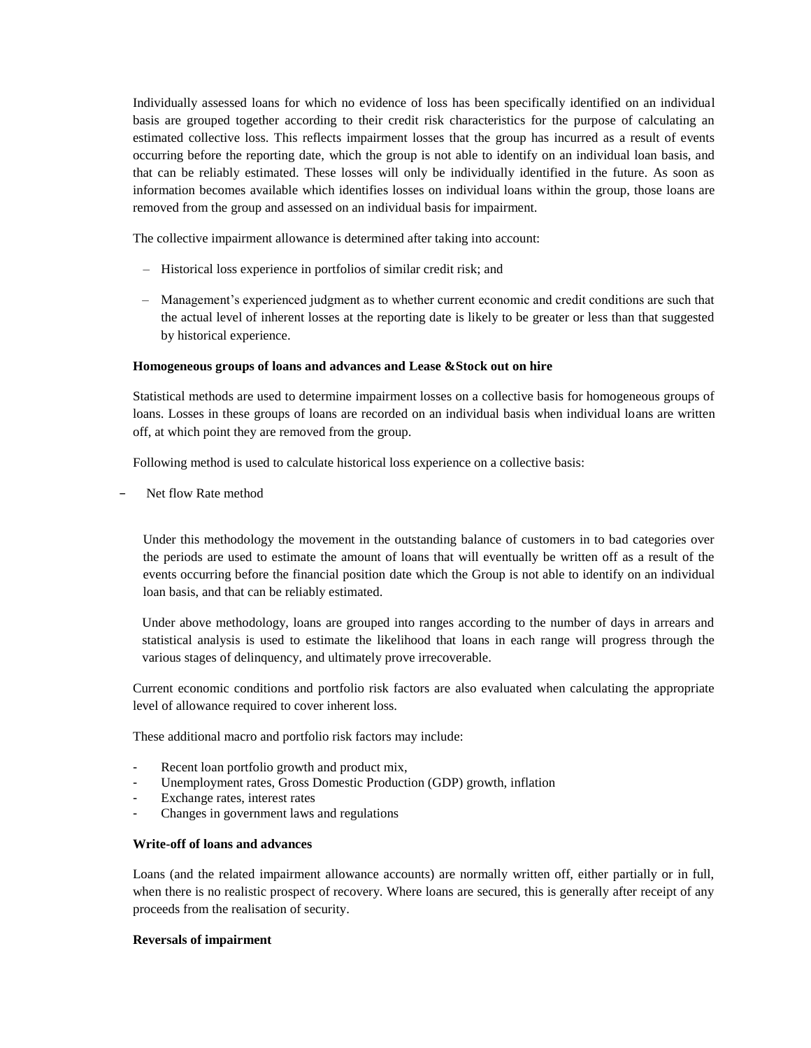Individually assessed loans for which no evidence of loss has been specifically identified on an individual basis are grouped together according to their credit risk characteristics for the purpose of calculating an estimated collective loss. This reflects impairment losses that the group has incurred as a result of events occurring before the reporting date, which the group is not able to identify on an individual loan basis, and that can be reliably estimated. These losses will only be individually identified in the future. As soon as information becomes available which identifies losses on individual loans within the group, those loans are removed from the group and assessed on an individual basis for impairment.

The collective impairment allowance is determined after taking into account:

– Historical loss experience in portfolios of similar credit risk; and

– Management's experienced judgment as to whether current economic and credit conditions are such that the actual level of inherent losses at the reporting date is likely to be greater or less than that suggested by historical experience.

**Homogeneous groups of loans and advances and Lease &Stock out on hire**

Statistical methods are used to determine impairment losses on a collective basis for homogeneous groups of loans. Losses in these groups of loans are recorded on an individual basis when individual loans are written off, at which point they are removed from the group.

Following method is used to calculate historical loss experience on a collective basis:

– Net flow Rate method

Under this methodology the movement in the outstanding balance of customers in to bad categories over the periods are used to estimate the amount of loans that will eventually be written off as a result of the events occurring before the financial position date which the Group is not able to identify on an individual loan basis, and that can be reliably estimated.

Under above methodology, loans are grouped into ranges according to the number of days in arrears and statistical analysis is used to estimate the likelihood that loans in each range will progress through the various stages of delinquency, and ultimately prove irrecoverable.

Current economic conditions and portfolio risk factors are also evaluated when calculating the appropriate level of allowance required to cover inherent loss.

These additional macro and portfolio risk factors may include:

- Recent loan portfolio growth and product mix,
- Unemployment rates, Gross Domestic Production (GDP) growth, inflation
- Exchange rates, interest rates
- Changes in government laws and regulations

**Write-off of loans and advances**

Loans (and the related impairment allowance accounts) are normally written off, either partially or in full, when there is no realistic prospect of recovery. Where loans are secured, this is generally after receipt of any proceeds from the realisation of security.

**Reversals of impairment**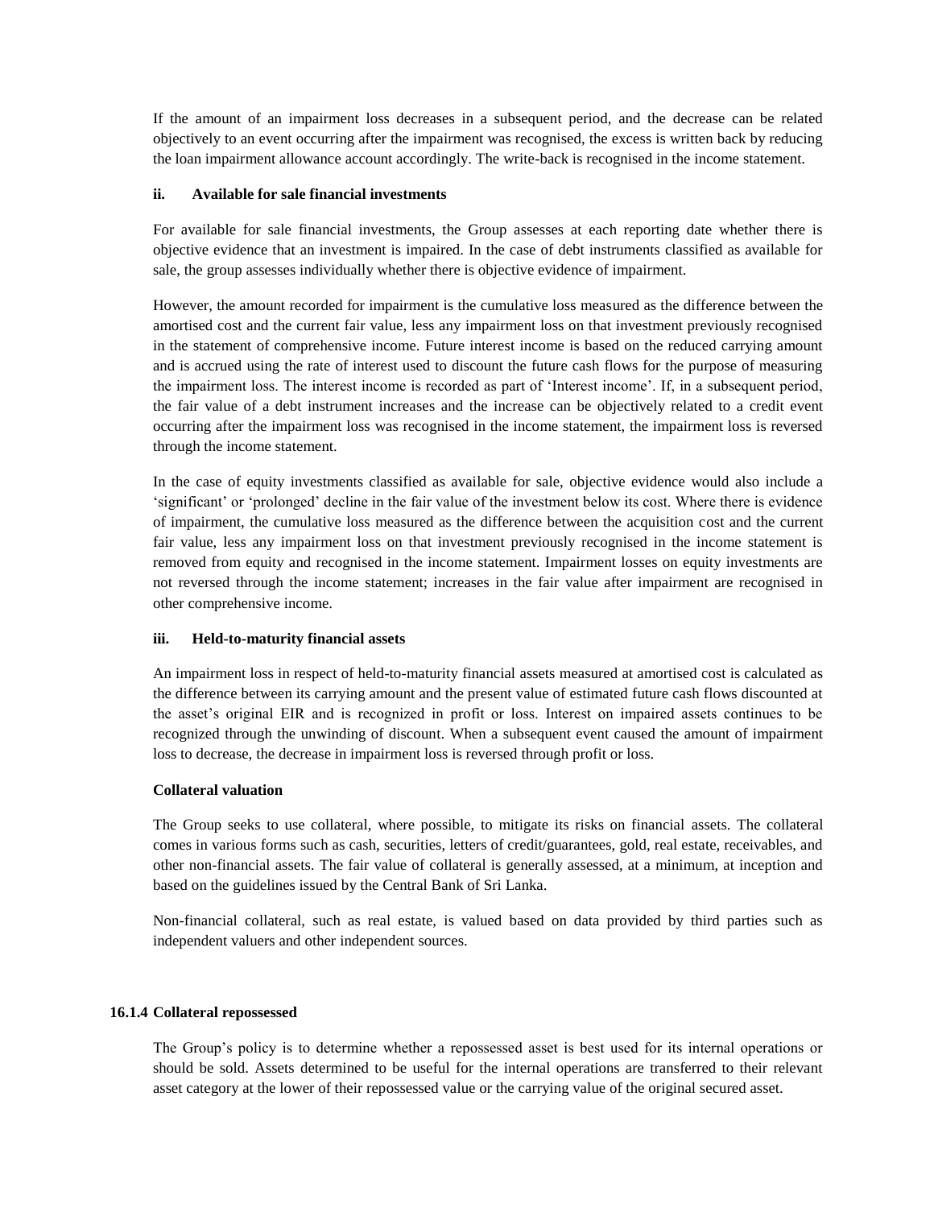If the amount of an impairment loss decreases in a subsequent period, and the decrease can be related objectively to an event occurring after the impairment was recognised, the excess is written back by reducing the loan impairment allowance account accordingly. The write-back is recognised in the income statement.

#### ii. Available for sale financial investments

For available for sale financial investments, the Group assesses at each reporting date whether there is objective evidence that an investment is impaired. In the case of debt instruments classified as available for sale, the group assesses individually whether there is objective evidence of impairment.

However, the amount recorded for impairment is the cumulative loss measured as the difference between the amortised cost and the current fair value, less any impairment loss on that investment previously recognised in the statement of comprehensive income. Future interest income is based on the reduced carrying amount and is accrued using the rate of interest used to discount the future cash flows for the purpose of measuring the impairment loss. The interest income is recorded as part of 'Interest income'. If, in a subsequent period, the fair value of a debt instrument increases and the increase can be objectively related to a credit event occurring after the impairment loss was recognised in the income statement, the impairment loss is reversed through the income statement.

In the case of equity investments classified as available for sale, objective evidence would also include a 'significant' or 'prolonged' decline in the fair value of the investment below its cost. Where there is evidence of impairment, the cumulative loss measured as the difference between the acquisition cost and the current fair value, less any impairment loss on that investment previously recognised in the income statement is removed from equity and recognised in the income statement. Impairment losses on equity investments are not reversed through the income statement; increases in the fair value after impairment are recognised in other comprehensive income.

#### iii. Held-to-maturity financial assets

An impairment loss in respect of held-to-maturity financial assets measured at amortised cost is calculated as the difference between its carrying amount and the present value of estimated future cash flows discounted at the asset's original EIR and is recognized in profit or loss. Interest on impaired assets continues to be recognized through the unwinding of discount. When a subsequent event caused the amount of impairment loss to decrease, the decrease in impairment loss is reversed through profit or loss.

#### Collateral valuation

The Group seeks to use collateral, where possible, to mitigate its risks on financial assets. The collateral comes in various forms such as cash, securities, letters of credit/guarantees, gold, real estate, receivables, and other non-financial assets. The fair value of collateral is generally assessed, at a minimum, at inception and based on the guidelines issued by the Central Bank of Sri Lanka.

Non-financial collateral, such as real estate, is valued based on data provided by third parties such as independent valuers and other independent sources.

### 16.1.4 Collateral repossessed

The Group's policy is to determine whether a repossessed asset is best used for its internal operations or should be sold. Assets determined to be useful for the internal operations are transferred to their relevant asset category at the lower of their repossessed value or the carrying value of the original secured asset.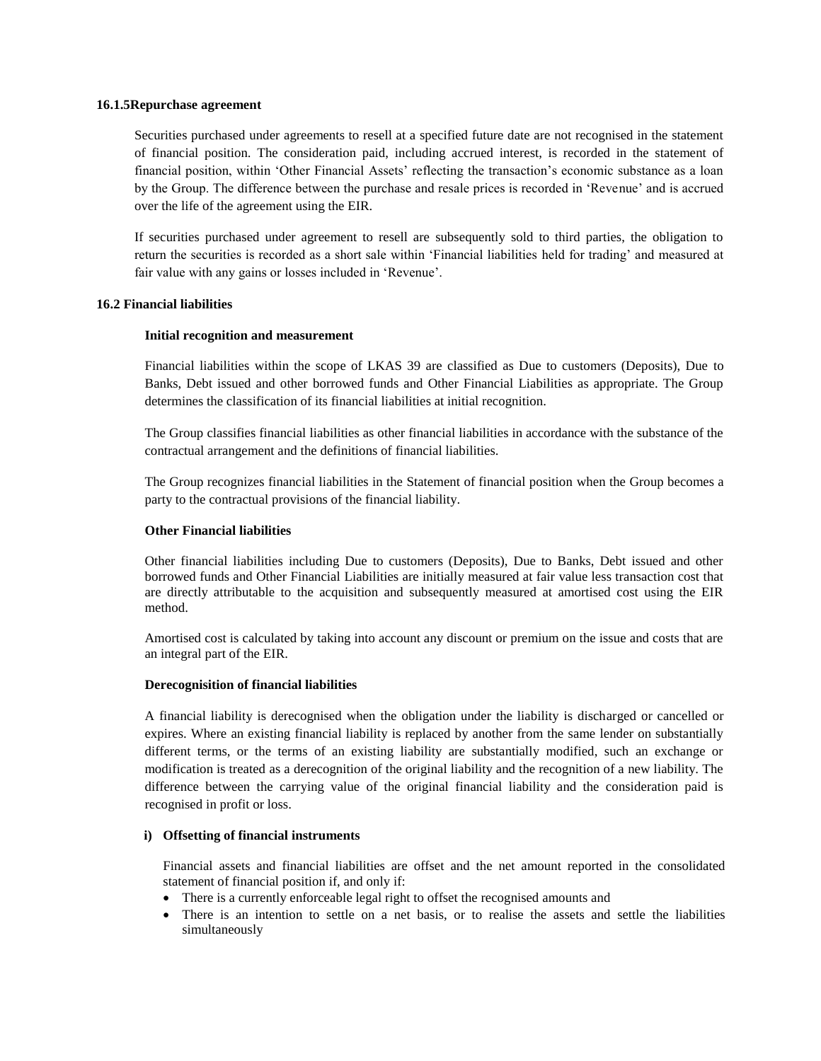#### 16.1.5Repurchase agreement

Securities purchased under agreements to resell at a specified future date are not recognised in the statement of financial position. The consideration paid, including accrued interest, is recorded in the statement of financial position, within 'Other Financial Assets' reflecting the transaction's economic substance as a loan by the Group. The difference between the purchase and resale prices is recorded in 'Revenue' and is accrued over the life of the agreement using the EIR.

If securities purchased under agreement to resell are subsequently sold to third parties, the obligation to return the securities is recorded as a short sale within 'Financial liabilities held for trading' and measured at fair value with any gains or losses included in 'Revenue'.

### 16.2 Financial liabilities

**Initial recognition and measurement**

Financial liabilities within the scope of LKAS 39 are classified as Due to customers (Deposits), Due to Banks, Debt issued and other borrowed funds and Other Financial Liabilities as appropriate. The Group determines the classification of its financial liabilities at initial recognition.

The Group classifies financial liabilities as other financial liabilities in accordance with the substance of the contractual arrangement and the definitions of financial liabilities.

The Group recognizes financial liabilities in the Statement of financial position when the Group becomes a party to the contractual provisions of the financial liability.

**Other Financial liabilities**

Other financial liabilities including Due to customers (Deposits), Due to Banks, Debt issued and other borrowed funds and Other Financial Liabilities are initially measured at fair value less transaction cost that are directly attributable to the acquisition and subsequently measured at amortised cost using the EIR method.

Amortised cost is calculated by taking into account any discount or premium on the issue and costs that are an integral part of the EIR.

**Derecognisition of financial liabilities**

A financial liability is derecognised when the obligation under the liability is discharged or cancelled or expires. Where an existing financial liability is replaced by another from the same lender on substantially different terms, or the terms of an existing liability are substantially modified, such an exchange or modification is treated as a derecognition of the original liability and the recognition of a new liability. The difference between the carrying value of the original financial liability and the consideration paid is recognised in profit or loss.

**i) Offsetting of financial instruments**

Financial assets and financial liabilities are offset and the net amount reported in the consolidated statement of financial position if, and only if:

- There is a currently enforceable legal right to offset the recognised amounts and
- There is an intention to settle on a net basis, or to realise the assets and settle the liabilities simultaneously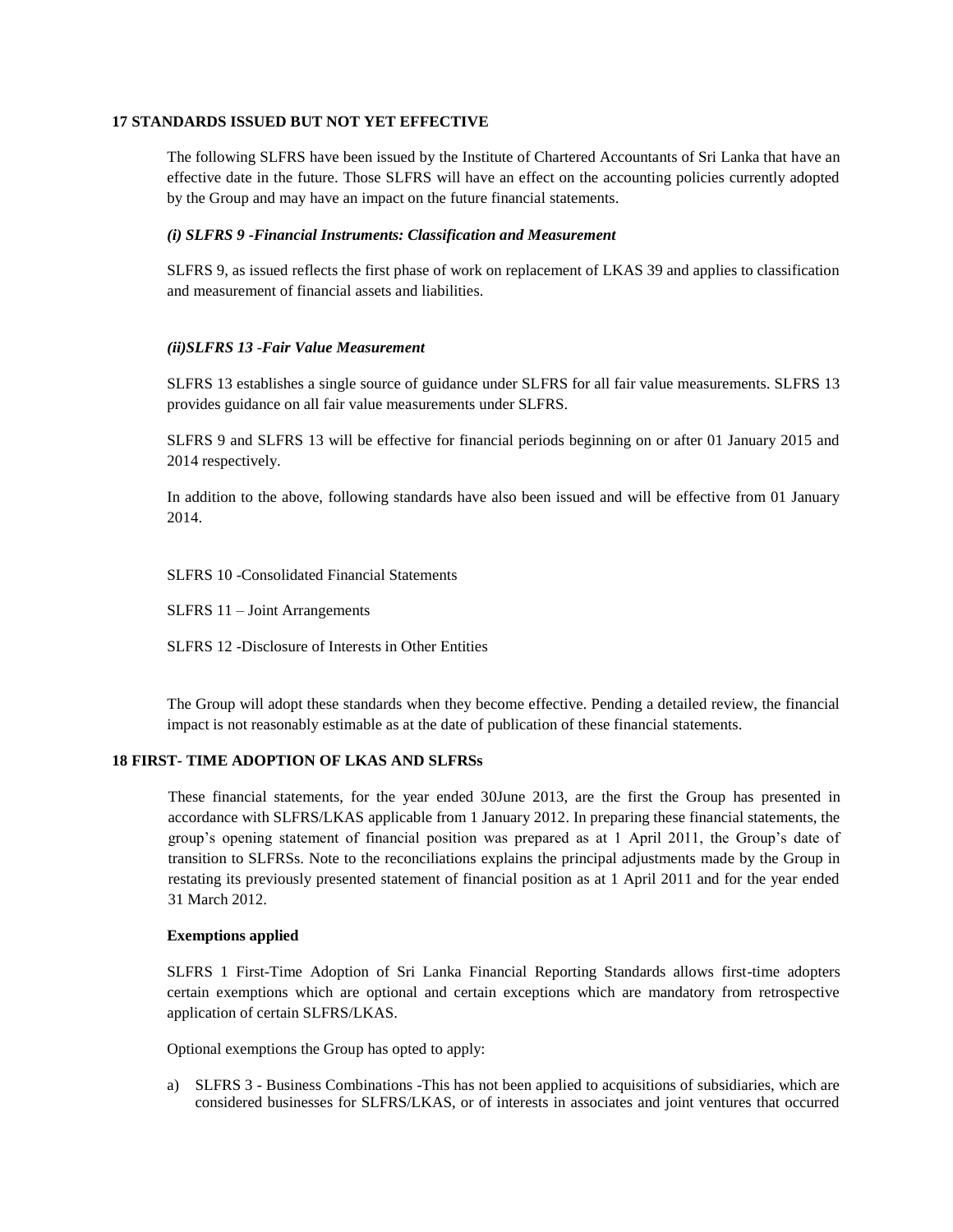## 17 STANDARDS ISSUED BUT NOT YET EFFECTIVE

The following SLFRS have been issued by the Institute of Chartered Accountants of Sri Lanka that have an effective date in the future. Those SLFRS will have an effect on the accounting policies currently adopted by the Group and may have an impact on the future financial statements.

***(i) SLFRS 9 -Financial Instruments: Classification and Measurement***

SLFRS 9, as issued reflects the first phase of work on replacement of LKAS 39 and applies to classification and measurement of financial assets and liabilities.

***(ii)SLFRS 13 -Fair Value Measurement***

SLFRS 13 establishes a single source of guidance under SLFRS for all fair value measurements. SLFRS 13 provides guidance on all fair value measurements under SLFRS.

SLFRS 9 and SLFRS 13 will be effective for financial periods beginning on or after 01 January 2015 and 2014 respectively.

In addition to the above, following standards have also been issued and will be effective from 01 January 2014.

SLFRS 10 -Consolidated Financial Statements

SLFRS 11 – Joint Arrangements

SLFRS 12 -Disclosure of Interests in Other Entities

The Group will adopt these standards when they become effective. Pending a detailed review, the financial impact is not reasonably estimable as at the date of publication of these financial statements.

## 18 FIRST- TIME ADOPTION OF LKAS AND SLFRSs

These financial statements, for the year ended 30June 2013, are the first the Group has presented in accordance with SLFRS/LKAS applicable from 1 January 2012. In preparing these financial statements, the group's opening statement of financial position was prepared as at 1 April 2011, the Group's date of transition to SLFRSs. Note to the reconciliations explains the principal adjustments made by the Group in restating its previously presented statement of financial position as at 1 April 2011 and for the year ended 31 March 2012.

**Exemptions applied**

SLFRS 1 First-Time Adoption of Sri Lanka Financial Reporting Standards allows first-time adopters certain exemptions which are optional and certain exceptions which are mandatory from retrospective application of certain SLFRS/LKAS.

Optional exemptions the Group has opted to apply:

a) SLFRS 3 - Business Combinations -This has not been applied to acquisitions of subsidiaries, which are considered businesses for SLFRS/LKAS, or of interests in associates and joint ventures that occurred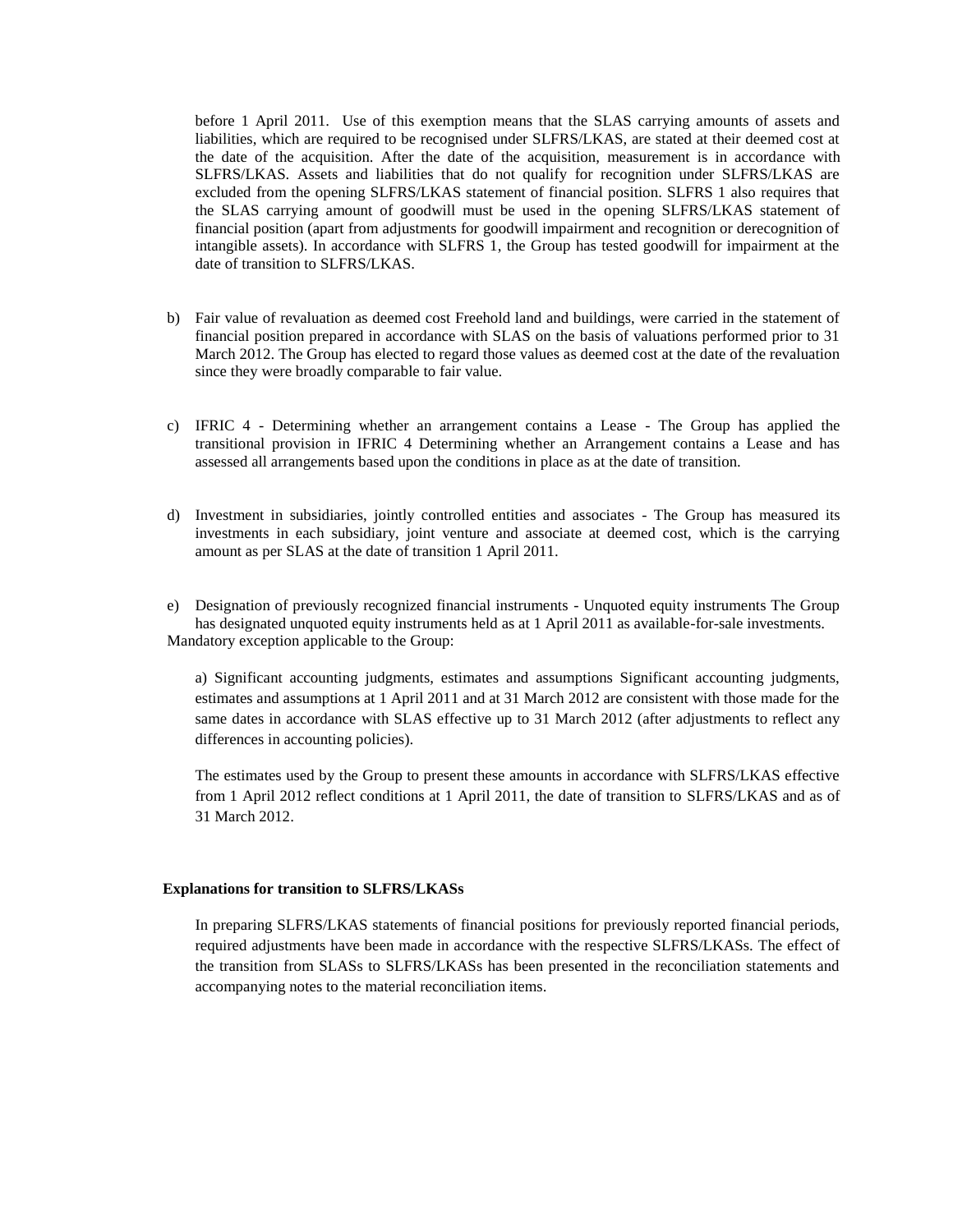before 1 April 2011. Use of this exemption means that the SLAS carrying amounts of assets and liabilities, which are required to be recognised under SLFRS/LKAS, are stated at their deemed cost at the date of the acquisition. After the date of the acquisition, measurement is in accordance with SLFRS/LKAS. Assets and liabilities that do not qualify for recognition under SLFRS/LKAS are excluded from the opening SLFRS/LKAS statement of financial position. SLFRS 1 also requires that the SLAS carrying amount of goodwill must be used in the opening SLFRS/LKAS statement of financial position (apart from adjustments for goodwill impairment and recognition or derecognition of intangible assets). In accordance with SLFRS 1, the Group has tested goodwill for impairment at the date of transition to SLFRS/LKAS.

b) Fair value of revaluation as deemed cost Freehold land and buildings, were carried in the statement of financial position prepared in accordance with SLAS on the basis of valuations performed prior to 31 March 2012. The Group has elected to regard those values as deemed cost at the date of the revaluation since they were broadly comparable to fair value.

c) IFRIC 4 - Determining whether an arrangement contains a Lease - The Group has applied the transitional provision in IFRIC 4 Determining whether an Arrangement contains a Lease and has assessed all arrangements based upon the conditions in place as at the date of transition.

d) Investment in subsidiaries, jointly controlled entities and associates - The Group has measured its investments in each subsidiary, joint venture and associate at deemed cost, which is the carrying amount as per SLAS at the date of transition 1 April 2011.

e) Designation of previously recognized financial instruments - Unquoted equity instruments The Group has designated unquoted equity instruments held as at 1 April 2011 as available-for-sale investments.

Mandatory exception applicable to the Group:

a) Significant accounting judgments, estimates and assumptions Significant accounting judgments, estimates and assumptions at 1 April 2011 and at 31 March 2012 are consistent with those made for the same dates in accordance with SLAS effective up to 31 March 2012 (after adjustments to reflect any differences in accounting policies).

The estimates used by the Group to present these amounts in accordance with SLFRS/LKAS effective from 1 April 2012 reflect conditions at 1 April 2011, the date of transition to SLFRS/LKAS and as of 31 March 2012.

**Explanations for transition to SLFRS/LKASs**

In preparing SLFRS/LKAS statements of financial positions for previously reported financial periods, required adjustments have been made in accordance with the respective SLFRS/LKASs. The effect of the transition from SLASs to SLFRS/LKASs has been presented in the reconciliation statements and accompanying notes to the material reconciliation items.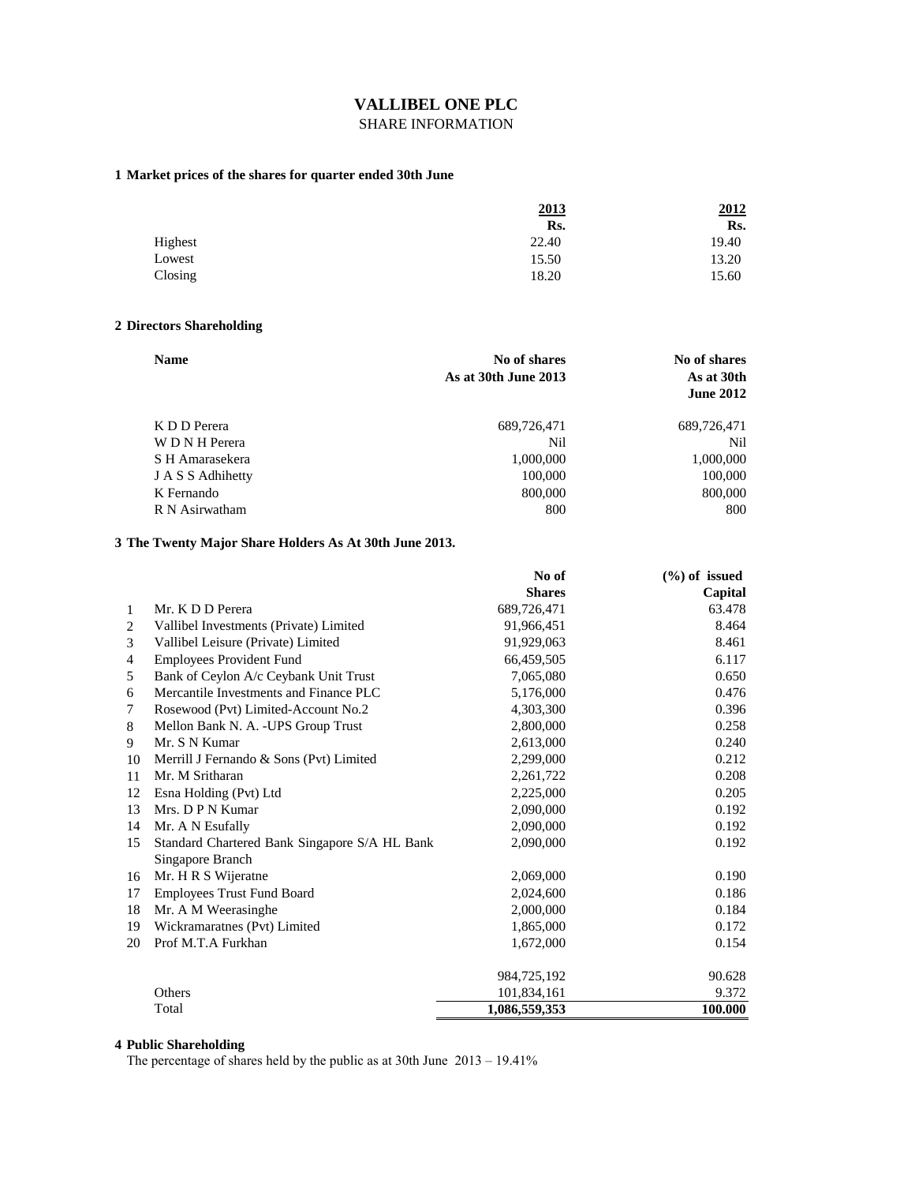# VALLIBEL ONE PLC

SHARE INFORMATION

**1 Market prices of the shares for quarter ended 30th June**

| | 2013 | 2012 |
|---|---|---|
| | Rs. | Rs. |
| Highest | 22.40 | 19.40 |
| Lowest | 15.50 | 13.20 |
| Closing | 18.20 | 15.60 |

**2 Directors Shareholding**

| Name | No of shares As at 30th June 2013 | No of shares As at 30th June 2012 |
|---|---|---|
| K D D Perera | 689,726,471 | 689,726,471 |
| W D N H Perera | Nil | Nil |
| S H Amarasekera | 1,000,000 | 1,000,000 |
| J A S S Adhihetty | 100,000 | 100,000 |
| K Fernando | 800,000 | 800,000 |
| R N Asirwatham | 800 | 800 |

**3 The Twenty Major Share Holders As At 30th June 2013.**

| | | No of Shares | (%) of issued Capital |
|---|---|---|---|
| 1 | Mr. K D D Perera | 689,726,471 | 63.478 |
| 2 | Vallibel Investments (Private) Limited | 91,966,451 | 8.464 |
| 3 | Vallibel Leisure (Private) Limited | 91,929,063 | 8.461 |
| 4 | Employees Provident Fund | 66,459,505 | 6.117 |
| 5 | Bank of Ceylon A/c Ceybank Unit Trust | 7,065,080 | 0.650 |
| 6 | Mercantile Investments and Finance PLC | 5,176,000 | 0.476 |
| 7 | Rosewood (Pvt) Limited-Account No.2 | 4,303,300 | 0.396 |
| 8 | Mellon Bank N. A. -UPS Group Trust | 2,800,000 | 0.258 |
| 9 | Mr. S N Kumar | 2,613,000 | 0.240 |
| 10 | Merrill J Fernando & Sons (Pvt) Limited | 2,299,000 | 0.212 |
| 11 | Mr. M Sritharan | 2,261,722 | 0.208 |
| 12 | Esna Holding (Pvt) Ltd | 2,225,000 | 0.205 |
| 13 | Mrs. D P N Kumar | 2,090,000 | 0.192 |
| 14 | Mr. A N Esufally | 2,090,000 | 0.192 |
| 15 | Standard Chartered Bank Singapore S/A HL Bank Singapore Branch | 2,090,000 | 0.192 |
| 16 | Mr. H R S Wijeratne | 2,069,000 | 0.190 |
| 17 | Employees Trust Fund Board | 2,024,600 | 0.186 |
| 18 | Mr. A M Weerasinghe | 2,000,000 | 0.184 |
| 19 | Wickramaratnes (Pvt) Limited | 1,865,000 | 0.172 |
| 20 | Prof M.T.A Furkhan | 1,672,000 | 0.154 |
| | | 984,725,192 | 90.628 |
| | Others | 101,834,161 | 9.372 |
| | Total | **1,086,559,353** | **100.000** |

**4 Public Shareholding**

The percentage of shares held by the public as at 30th June 2013 – 19.41%